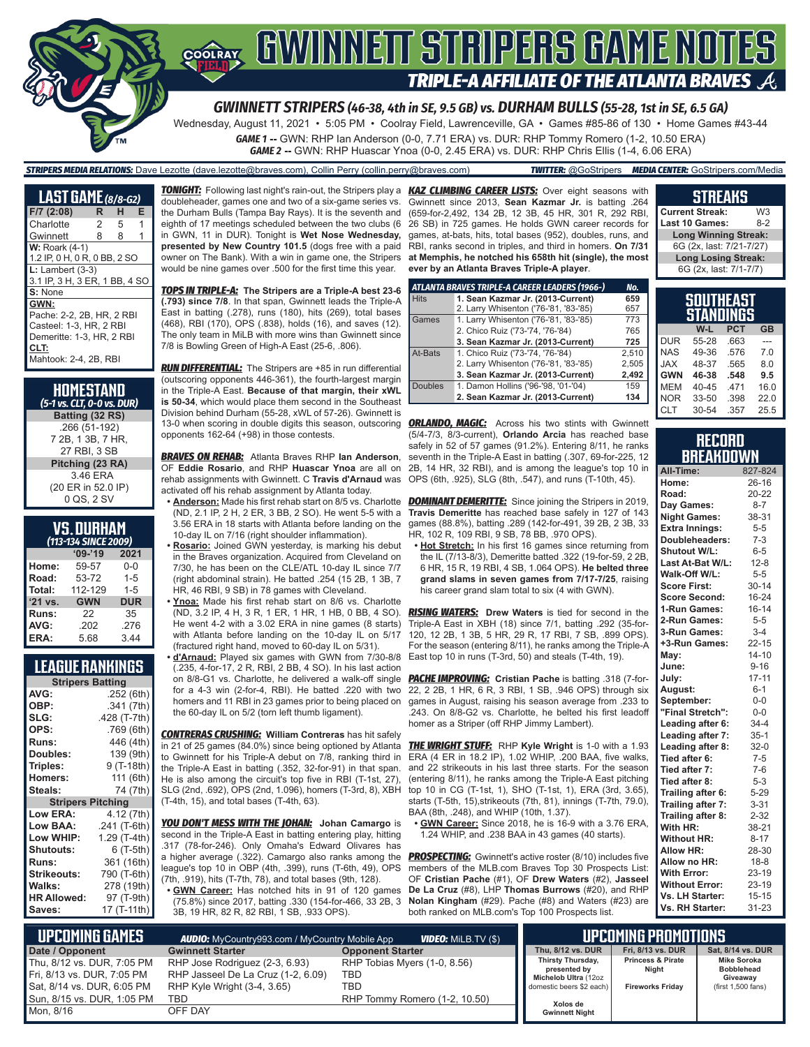# GWINNETT STRIPERS GAME NOTES

## TRIPLE-A AFFILIATE OF THE ATLANTA BRAVES

### GWINNETT STRIPERS (46-38, 4th in SE, 9.5 GB) vs. DURHAM BULLS (55-28, 1st in SE, 6.5 GA)

Wednesday, August 11, 2021 • 5:05 PM • Coolray Field, Lawrenceville, GA • Games #85-86 of 130 • Home Games #43-44

**GAME 1 --** GWN: RHP Ian Anderson (0-0, 7.71 ERA) vs. DUR: RHP Tommy Romero (1-2, 10.50 ERA)

**GAME 2 --** GWN: RHP Huascar Ynoa (0-0, 2.45 ERA) vs. DUR: RHP Chris Ellis (1-4, 6.06 ERA)

**STRIPERS MEDIA RELATIONS:** Dave Lezotte (dave.lezotte@braves.com), Collin Perry (collin.perry@braves.com) **TWITTER:** @GoStripers **MEDIA CENTER:** GoStripers.com/Media

## LAST GAME (8/8-G2)

| F/7 (2:08) | R | H | E |
|---|---|---|---|
| Charlotte | 2 | 5 | 1 |
| Gwinnett | 8 | 8 | 1 |

**W:** Roark (4-1)
1.2 IP, 0 H, 0 R, 0 BB, 2 SO

**L:** Lambert (3-3)
3.1 IP, 3 H, 3 ER, 1 BB, 4 SO

**S:** None

**GWN:**
Pache: 2-2, 2B, HR, 2 RBI
Casteel: 1-3, HR, 2 RBI
Demeritte: 1-3, HR, 2 RBI

**CLT:**
Mahtook: 2-4, 2B, RBI

## HOMESTAND
*(5-1 vs. CLT, 0-0 vs. DUR)*

**Batting (32 RS)**
.266 (51-192)
7 2B, 1 3B, 7 HR,
27 RBI, 3 SB

**Pitching (23 RA)**
3.46 ERA
(20 ER in 52.0 IP)
0 QS, 2 SV

## VS. DURHAM
*(113-134 SINCE 2009)*

| | '09-'19 | 2021 |
|---|---|---|
| Home: | 59-57 | 0-0 |
| Road: | 53-72 | 1-5 |
| Total: | 112-129 | 1-5 |
| '21 vs. | GWN | DUR |
| Runs: | 22 | 35 |
| AVG: | .202 | .276 |
| ERA: | 5.68 | 3.44 |

## LEAGUE RANKINGS

| Stripers Batting | |
|---|---|
| AVG: | .252 (6th) |
| OBP: | .341 (7th) |
| SLG: | .428 (T-7th) |
| OPS: | .769 (6th) |
| Runs: | 446 (4th) |
| Doubles: | 139 (9th) |
| Triples: | 9 (T-18th) |
| Homers: | 111 (6th) |
| Steals: | 74 (7th) |
| **Stripers Pitching** | |
| Low ERA: | 4.12 (7th) |
| Low BAA: | .241 (T-6th) |
| Low WHIP: | 1.29 (T-4th) |
| Shutouts: | 6 (T-5th) |
| Runs: | 361 (16th) |
| Strikeouts: | 790 (T-6th) |
| Walks: | 278 (19th) |
| HR Allowed: | 97 (T-9th) |
| Saves: | 17 (T-11th) |

***TONIGHT:*** Following last night's rain-out, the Stripers play a doubleheader, games one and two of a six-game series vs. the Durham Bulls (Tampa Bay Rays). It is the seventh and eighth of 17 meetings scheduled between the two clubs (6 in GWN, 11 in DUR). Tonight is **Wet Nose Wednesday, presented by New Country 101.5** (dogs free with a paid owner on The Bank). With a win in game one, the Stripers would be nine games over .500 for the first time this year.

***TOPS IN TRIPLE-A:*** **The Stripers are a Triple-A best 23-6 (.793) since 7/8.** In that span, Gwinnett leads the Triple-A East in batting (.278), runs (180), hits (269), total bases (468), RBI (170), OPS (.838), holds (16), and saves (12). The only team in MiLB with more wins than Gwinnett since 7/8 is Bowling Green of High-A East (25-6, .806).

***RUN DIFFERENTIAL:*** The Stripers are +85 in run differential (outscoring opponents 446-361), the fourth-largest margin in the Triple-A East. **Because of that margin, their xWL is 50-34**, which would place them second in the Southeast Division behind Durham (55-28, xWL of 57-26). Gwinnett is 13-0 when scoring in double digits this season, outscoring opponents 162-64 (+98) in those contests.

***BRAVES ON REHAB:*** Atlanta Braves RHP **Ian Anderson**, OF **Eddie Rosario**, and RHP **Huascar Ynoa** are all on rehab assignments with Gwinnett. C **Travis d'Arnaud** was activated off his rehab assignment by Atlanta today.

- **Anderson:** Made his first rehab start on 8/5 vs. Charlotte (ND, 2.1 IP, 2 H, 2 ER, 3 BB, 2 SO). He went 5-5 with a 3.56 ERA in 18 starts with Atlanta before landing on the 10-day IL on 7/16 (right shoulder inflammation).
- **Rosario:** Joined GWN yesterday, is marking his debut in the Braves organization. Acquired from Cleveland on 7/30, he has been on the CLE/ATL 10-day IL since 7/7 (right abdominal strain). He batted .254 (15 2B, 1 3B, 7 HR, 46 RBI, 9 SB) in 78 games with Cleveland.
- **Ynoa:** Made his first rehab start on 8/6 vs. Charlotte (ND, 3.2 IP, 4 H, 3 R, 1 ER, 1 HR, 0 BB, 4 SO). He went 4-2 with a 3.02 ERA in nine games (8 starts) with Atlanta before landing on the 10-day IL on 5/17 (fractured right hand, moved to 60-day IL on 5/31).
- **d'Arnaud:** Played six games with GWN from 7/30-8/8 (.235, 4-for-17, 2 R, 2B, RBI, 2 BB, 4 SO). In his last action on 8/8-G1 vs. Charlotte, he delivered a walk-off single for a 4-3 win (2-for-4, RBI). He batted .220 with two homers and 11 RBI in 23 games prior to being placed on the 60-day IL on 5/2 (torn left thumb ligament).

***CONTRERAS CRUSHING:*** **William Contreras** has hit safely in 21 of 25 games (84.0%) since being optioned by Atlanta to Gwinnett for his Triple-A debut on 7/8, ranking third in the Triple-A East in batting (.352, 32-for-91) in that span. He is also among the circuit's top five in RBI (T-1st, 27), SLG (2nd, .692), OPS (2nd, 1.096), homers (T-3rd, 8), XBH (T-4th, 15), and total bases (T-4th, 63).

***YOU DON'T MESS WITH THE JOHAN:*** **Johan Camargo** is second in the Triple-A East in batting entering play, hitting .317 (78-for-246). Only Omaha's Edward Olivares has a higher average (.322). Camargo also ranks among the league's top 10 in OBP (4th, .399), runs (T-6th, 49), OPS (7th, .919), hits (T-7th, 78), and total bases (9th, 128).

- **GWN Career:** Has notched hits in 91 of 120 games (75.8%) since 2017, batting .330 (154-for-466, 33 2B, 3 3B, 19 HR, 82 R, 82 RBI, 1 SB, .933 OPS).

***KAZ CLIMBING CAREER LISTS:*** Over eight seasons with Gwinnett since 2013, **Sean Kazmar Jr.** is batting .264 (659-for-2,492, 134 2B, 12 3B, 45 HR, 301 R, 292 RBI, 26 SB) in 725 games. He holds GWN career records for games, at-bats, hits, total bases (952), doubles, runs, and RBI, ranks second in triples, and third in homers. **On 7/31 at Memphis, he notched his 658th hit (single), the most ever by an Atlanta Braves Triple-A player**.

| ATLANTA BRAVES TRIPLE-A CAREER LEADERS (1966-) | | No. |
|---|---|---|
| Hits | **1. Sean Kazmar Jr. (2013-Current)** | **659** |
| | 2. Larry Whisenton ('76-'81, '83-'85) | 657 |
| Games | 1. Larry Whisenton ('76-'81, '83-'85) | 773 |
| | 2. Chico Ruiz ('73-'74, '76-'84) | 765 |
| | **3. Sean Kazmar Jr. (2013-Current)** | **725** |
| At-Bats | 1. Chico Ruiz ('73-'74, '76-'84) | 2,510 |
| | 2. Larry Whisenton ('76-'81, '83-'85) | 2,505 |
| | **3. Sean Kazmar Jr. (2013-Current)** | **2,492** |
| Doubles | 1. Damon Hollins ('96-'98, '01-'04) | 159 |
| | **2. Sean Kazmar Jr. (2013-Current)** | **134** |

***ORLANDO, MAGIC:*** Across his two stints with Gwinnett (5/4-7/3, 8/3-current), **Orlando Arcia** has reached base safely in 52 of 57 games (91.2%). Entering 8/11, he ranks seventh in the Triple-A East in batting (.307, 69-for-225, 12 2B, 14 HR, 32 RBI), and is among the league's top 10 in OPS (6th, .925), SLG (8th, .547), and runs (T-10th, 45).

***DOMINANT DEMERITTE:*** Since joining the Stripers in 2019, **Travis Demeritte** has reached base safely in 127 of 143 games (88.8%), batting .289 (142-for-491, 39 2B, 2 3B, 33 HR, 102 R, 109 RBI, 9 SB, 78 BB, .970 OPS).

- **Hot Stretch:** In his first 16 games since returning from the IL (7/13-8/3), Demeritte batted .322 (19-for-59, 2 2B, 6 HR, 15 R, 19 RBI, 4 SB, 1.064 OPS). **He belted three grand slams in seven games from 7/17-7/25**, raising his career grand slam total to six (4 with GWN).

***RISING WATERS:*** **Drew Waters** is tied for second in the Triple-A East in XBH (18) since 7/1, batting .292 (35-for-120, 12 2B, 1 3B, 5 HR, 29 R, 17 RBI, 7 SB, .899 OPS). For the season (entering 8/11), he ranks among the Triple-A East top 10 in runs (T-3rd, 50) and steals (T-4th, 19).

***PACHE IMPROVING:*** **Cristian Pache** is batting .318 (7-for-22, 2 2B, 1 HR, 6 R, 3 RBI, 1 SB, .946 OPS) through six games in August, raising his season average from .233 to .243. On 8/8-G2 vs. Charlotte, he belted his first leadoff homer as a Striper (off RHP Jimmy Lambert).

***THE WRIGHT STUFF:*** RHP **Kyle Wright** is 1-0 with a 1.93 ERA (4 ER in 18.2 IP), 1.02 WHIP, .200 BAA, five walks, and 22 strikeouts in his last three starts. For the season (entering 8/11), he ranks among the Triple-A East pitching top 10 in CG (T-1st, 1), SHO (T-1st, 1), ERA (3rd, 3.65), starts (T-5th, 15),strikeouts (7th, 81), innings (T-7th, 79.0), BAA (8th, .248), and WHIP (10th, 1.37).

- **GWN Career:** Since 2018, he is 16-9 with a 3.76 ERA, 1.24 WHIP, and .238 BAA in 43 games (40 starts).

***PROSPECTING:*** Gwinnett's active roster (8/10) includes five members of the MLB.com Braves Top 30 Prospects List: OF **Cristian Pache** (#1), OF **Drew Waters** (#2), **Jasseel De La Cruz** (#8), LHP **Thomas Burrows** (#20), and RHP **Nolan Kingham** (#29). Pache (#8) and Waters (#23) are both ranked on MLB.com's Top 100 Prospects List.

## STREAKS

| | |
|---|---|
| Current Streak: | W3 |
| Last 10 Games: | 8-2 |
| **Long Winning Streak:** | |
| 6G (2x, last: 7/21-7/27) | |
| **Long Losing Streak:** | |
| 6G (2x, last: 7/1-7/7) | |

## SOUTHEAST STANDINGS

| | W-L | PCT | GB |
|---|---|---|---|
| DUR | 55-28 | .663 | --- |
| NAS | 49-36 | .576 | 7.0 |
| JAX | 48-37 | .565 | 8.0 |
| **GWN** | **46-38** | **.548** | **9.5** |
| MEM | 40-45 | .471 | 16.0 |
| NOR | 33-50 | .398 | 22.0 |
| CLT | 30-54 | .357 | 25.5 |

## RECORD BREAKDOWN

| | |
|---|---|
| All-Time: | 827-824 |
| Home: | 26-16 |
| Road: | 20-22 |
| Day Games: | 8-7 |
| Night Games: | 38-31 |
| Extra Innings: | 5-5 |
| Doubleheaders: | 7-3 |
| Shutout W/L: | 6-5 |
| Last At-Bat W/L: | 12-8 |
| Walk-Off W/L: | 5-5 |
| Score First: | 30-14 |
| Score Second: | 16-24 |
| 1-Run Games: | 16-14 |
| 2-Run Games: | 5-5 |
| 3-Run Games: | 3-4 |
| +3-Run Games: | 22-15 |
| May: | 14-10 |
| June: | 9-16 |
| July: | 17-11 |
| August: | 6-1 |
| September: | 0-0 |
| "Final Stretch": | 0-0 |
| Leading after 6: | 34-4 |
| Leading after 7: | 35-1 |
| Leading after 8: | 32-0 |
| Tied after 6: | 7-5 |
| Tied after 7: | 7-6 |
| Tied after 8: | 5-3 |
| Trailing after 6: | 5-29 |
| Trailing after 7: | 3-31 |
| Trailing after 8: | 2-32 |
| With HR: | 38-21 |
| Without HR: | 8-17 |
| Allow HR: | 28-30 |
| Allow no HR: | 18-8 |
| With Error: | 23-19 |
| Without Error: | 23-19 |
| Vs. LH Starter: | 15-15 |
| Vs. RH Starter: | 31-23 |

## UPCOMING GAMES

**AUDIO:** MyCountry993.com / MyCountry Mobile App **VIDEO:** MiLB.TV ($)

| Date / Opponent | Gwinnett Starter | Opponent Starter |
|---|---|---|
| Thu, 8/12 vs. DUR, 7:05 PM | RHP Jose Rodriguez (2-3, 6.93) | RHP Tobias Myers (1-0, 8.56) |
| Fri, 8/13 vs. DUR, 7:05 PM | RHP Jasseel De La Cruz (1-2, 6.09) | TBD |
| Sat, 8/14 vs. DUR, 6:05 PM | RHP Kyle Wright (3-4, 3.65) | TBD |
| Sun, 8/15 vs. DUR, 1:05 PM | TBD | RHP Tommy Romero (1-2, 10.50) |
| Mon, 8/16 | OFF DAY | |

## UPCOMING PROMOTIONS

| Thu, 8/12 vs. DUR | Fri, 8/13 vs. DUR | Sat, 8/14 vs. DUR |
|---|---|---|
| Thirsty Thursday, presented by Michelob Ultra (12oz domestic beers $2 each) | Princess & Pirate Night | Mike Soroka Bobblehead Giveaway (first 1,500 fans) |
| Xolos de Gwinnett Night | Fireworks Friday | |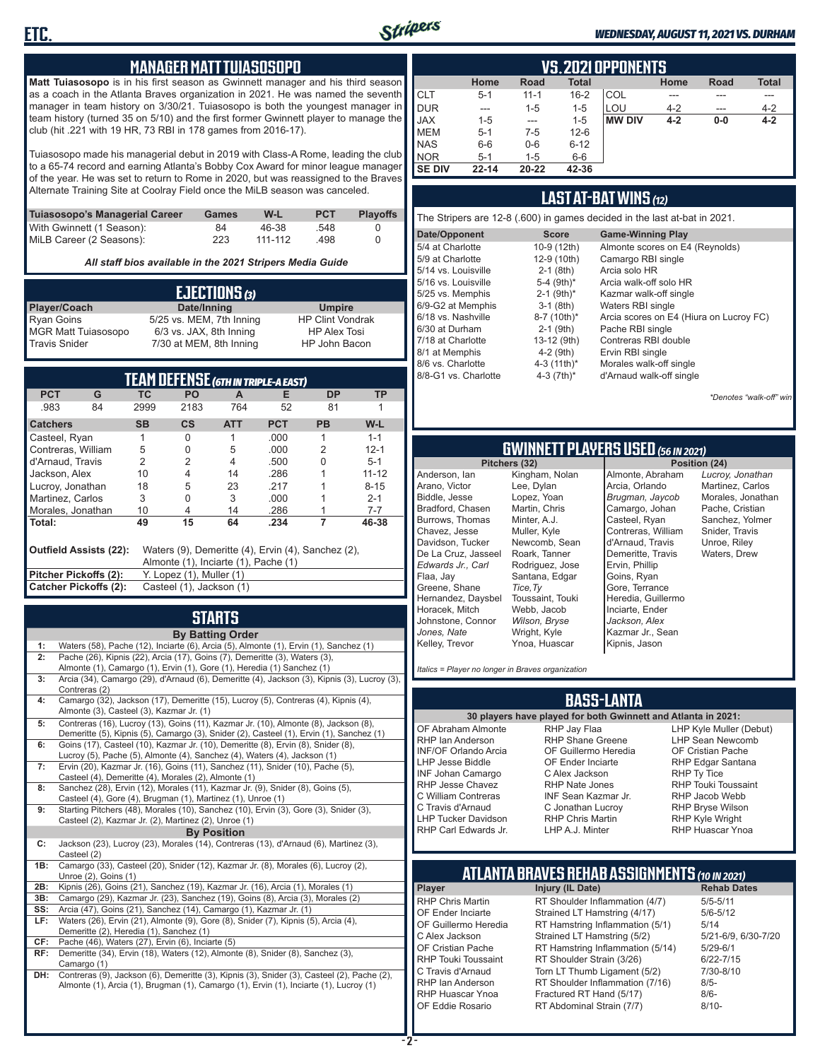## MANAGER MATT TUIASOSOPO

**Matt Tuiasosopo** is in his first season as Gwinnett manager and his third season as a coach in the Atlanta Braves organization in 2021. He was named the seventh manager in team history on 3/30/21. Tuiasosopo is both the youngest manager in team history (turned 35 on 5/10) and the first former Gwinnett player to manage the club (hit .221 with 19 HR, 73 RBI in 178 games from 2016-17).

Tuiasosopo made his managerial debut in 2019 with Class-A Rome, leading the club to a 65-74 record and earning Atlanta's Bobby Cox Award for minor league manager of the year. He was set to return to Rome in 2020, but was reassigned to the Braves Alternate Training Site at Coolray Field once the MiLB season was canceled.

| Tuiasosopo's Managerial Career | Games | W-L | PCT | Playoffs |
|---|---|---|---|---|
| With Gwinnett (1 Season): | 84 | 46-38 | .548 | 0 |
| MiLB Career (2 Seasons): | 223 | 111-112 | .498 | 0 |

*All staff bios available in the 2021 Stripers Media Guide*

## EJECTIONS (3)

| Player/Coach | Date/Inning | Umpire |
|---|---|---|
| Ryan Goins | 5/25 vs. MEM, 7th Inning | HP Clint Vondrak |
| MGR Matt Tuiasosopo | 6/3 vs. JAX, 8th Inning | HP Alex Tosi |
| Travis Snider | 7/30 at MEM, 8th Inning | HP John Bacon |

## TEAM DEFENSE (6TH IN TRIPLE-A EAST)

| PCT | G | TC | PO | A | E | DP | TP |
|---|---|---|---|---|---|---|---|
| .983 | 84 | 2999 | 2183 | 764 | 52 | 81 | 1 |

| Catchers | SB | CS | ATT | PCT | PB | W-L |
|---|---|---|---|---|---|---|
| Casteel, Ryan | 1 | 0 | 1 | .000 | 1 | 1-1 |
| Contreras, William | 5 | 0 | 5 | .000 | 2 | 12-1 |
| d'Arnaud, Travis | 2 | 2 | 4 | .500 | 0 | 5-1 |
| Jackson, Alex | 10 | 4 | 14 | .286 | 1 | 11-12 |
| Lucroy, Jonathan | 18 | 5 | 23 | .217 | 1 | 8-15 |
| Martinez, Carlos | 3 | 0 | 3 | .000 | 1 | 2-1 |
| Morales, Jonathan | 10 | 4 | 14 | .286 | 1 | 7-7 |
| **Total:** | **49** | **15** | **64** | **.234** | **7** | **46-38** |

**Outfield Assists (22):** Waters (9), Demeritte (4), Ervin (4), Sanchez (2), Almonte (1), Inciarte (1), Pache (1)
**Pitcher Pickoffs (2):** Y. Lopez (1), Muller (1)
**Catcher Pickoffs (2):** Casteel (1), Jackson (1)

## STARTS

**By Batting Order**

| | |
|---|---|
| 1: | Waters (58), Pache (12), Inciarte (6), Arcia (5), Almonte (1), Ervin (1), Sanchez (1) |
| 2: | Pache (26), Kipnis (22), Arcia (17), Goins (7), Demeritte (3), Waters (3), Almonte (1), Camargo (1), Ervin (1), Gore (1), Heredia (1) Sanchez (1) |
| 3: | Arcia (34), Camargo (29), d'Arnaud (6), Demeritte (4), Jackson (3), Kipnis (3), Lucroy (3), Contreras (2) |
| 4: | Camargo (32), Jackson (17), Demeritte (15), Lucroy (5), Contreras (4), Kipnis (4), Almonte (3), Casteel (3), Kazmar Jr. (1) |
| 5: | Contreras (16), Lucroy (13), Goins (11), Kazmar Jr. (10), Almonte (8), Jackson (8), Demeritte (5), Kipnis (5), Camargo (3), Snider (2), Casteel (1), Ervin (1), Sanchez (1) |
| 6: | Goins (17), Casteel (10), Kazmar Jr. (10), Demeritte (8), Ervin (8), Snider (8), Lucroy (5), Pache (5), Almonte (4), Sanchez (4), Waters (4), Jackson (1) |
| 7: | Ervin (20), Kazmar Jr. (16), Goins (11), Sanchez (11), Snider (10), Pache (5), Casteel (4), Demeritte (4), Morales (2), Almonte (1) |
| 8: | Sanchez (28), Ervin (12), Morales (11), Kazmar Jr. (9), Snider (8), Goins (5), Casteel (4), Gore (4), Brugman (1), Martinez (1), Unroe (1) |
| 9: | Starting Pitchers (48), Morales (10), Sanchez (10), Ervin (3), Gore (3), Snider (3), Casteel (2), Kazmar Jr. (2), Martinez (2), Unroe (1) |

**By Position**

| | |
|---|---|
| C: | Jackson (23), Lucroy (23), Morales (14), Contreras (13), d'Arnaud (6), Martinez (3), Casteel (2) |
| 1B: | Camargo (33), Casteel (20), Snider (12), Kazmar Jr. (8), Morales (6), Lucroy (2), Unroe (2), Goins (1) |
| 2B: | Kipnis (26), Goins (21), Sanchez (19), Kazmar Jr. (16), Arcia (1), Morales (1) |
| 3B: | Camargo (29), Kazmar Jr. (23), Sanchez (19), Goins (8), Arcia (3), Morales (2) |
| SS: | Arcia (47), Goins (21), Sanchez (14), Camargo (1), Kazmar Jr. (1) |
| LF: | Waters (26), Ervin (21), Almonte (9), Gore (8), Snider (7), Kipnis (5), Arcia (4), Demeritte (2), Heredia (1), Sanchez (1) |
| CF: | Pache (46), Waters (27), Ervin (6), Inciarte (5) |
| RF: | Demeritte (34), Ervin (18), Waters (12), Almonte (8), Snider (8), Sanchez (3), Camargo (1) |
| DH: | Contreras (9), Jackson (6), Demeritte (3), Kipnis (3), Snider (3), Casteel (2), Pache (2), Almonte (1), Arcia (1), Brugman (1), Camargo (1), Ervin (1), Inciarte (1), Lucroy (1) |

## VS. 2021 OPPONENTS

| | Home | Road | Total | | Home | Road | Total |
|---|---|---|---|---|---|---|---|
| CLT | 5-1 | 11-1 | 16-2 | COL | --- | --- | --- |
| DUR | --- | 1-5 | 1-5 | LOU | 4-2 | --- | 4-2 |
| JAX | 1-5 | --- | 1-5 | **MW DIV** | **4-2** | **0-0** | **4-2** |
| MEM | 5-1 | 7-5 | 12-6 | | | | |
| NAS | 6-6 | 0-6 | 6-12 | | | | |
| NOR | 5-1 | 1-5 | 6-6 | | | | |
| **SE DIV** | **22-14** | **20-22** | **42-36** | | | | |

## LAST AT-BAT WINS (12)

The Stripers are 12-8 (.600) in games decided in the last at-bat in 2021.

| Date/Opponent | Score | Game-Winning Play |
|---|---|---|
| 5/4 at Charlotte | 10-9 (12th) | Almonte scores on E4 (Reynolds) |
| 5/9 at Charlotte | 12-9 (10th) | Camargo RBI single |
| 5/14 vs. Louisville | 2-1 (8th) | Arcia solo HR |
| 5/16 vs. Louisville | 5-4 (9th)* | Arcia walk-off solo HR |
| 5/25 vs. Memphis | 2-1 (9th)* | Kazmar walk-off single |
| 6/9-G2 at Memphis | 3-1 (8th) | Waters RBI single |
| 6/18 vs. Nashville | 8-7 (10th)* | Arcia scores on E4 (Hiura on Lucroy FC) |
| 6/30 at Durham | 2-1 (9th) | Pache RBI single |
| 7/18 at Charlotte | 13-12 (9th) | Contreras RBI double |
| 8/1 at Memphis | 4-2 (9th) | Ervin RBI single |
| 8/6 vs. Charlotte | 4-3 (11th)* | Morales walk-off single |
| 8/8-G1 vs. Charlotte | 4-3 (7th)* | d'Arnaud walk-off single |

*\*Denotes "walk-off" win*

## GWINNETT PLAYERS USED (56 IN 2021)

| Pitchers (32) | | Position (24) | |
|---|---|---|---|
| Anderson, Ian | Kingham, Nolan | Almonte, Abraham | *Lucroy, Jonathan* |
| Arano, Victor | Lee, Dylan | Arcia, Orlando | Martinez, Carlos |
| Biddle, Jesse | Lopez, Yoan | *Brugman, Jaycob* | Morales, Jonathan |
| Bradford, Chasen | Martin, Chris | Camargo, Johan | Pache, Cristian |
| Burrows, Thomas | Minter, A.J. | Casteel, Ryan | Sanchez, Yolmer |
| Chavez, Jesse | Muller, Kyle | Contreras, William | Snider, Travis |
| Davidson, Tucker | Newcomb, Sean | d'Arnaud, Travis | Unroe, Riley |
| De La Cruz, Jasseel | Roark, Tanner | Demeritte, Travis | Waters, Drew |
| *Edwards Jr., Carl* | Rodriguez, Jose | Ervin, Phillip | |
| Flaa, Jay | Santana, Edgar | Goins, Ryan | |
| Greene, Shane | *Tice, Ty* | Gore, Terrance | |
| Hernandez, Daysbel | Toussaint, Touki | Heredia, Guillermo | |
| Horacek, Mitch | Webb, Jacob | Inciarte, Ender | |
| Johnstone, Connor | *Wilson, Bryse* | *Jackson, Alex* | |
| *Jones, Nate* | Wright, Kyle | Kazmar Jr., Sean | |
| Kelley, Trevor | Ynoa, Huascar | Kipnis, Jason | |

*Italics = Player no longer in Braves organization*

## BASS-LANTA

**30 players have played for both Gwinnett and Atlanta in 2021:**

| | | |
|---|---|---|
| OF Abraham Almonte | RHP Jay Flaa | LHP Kyle Muller (Debut) |
| RHP Ian Anderson | RHP Shane Greene | LHP Sean Newcomb |
| INF/OF Orlando Arcia | OF Guillermo Heredia | OF Cristian Pache |
| LHP Jesse Biddle | OF Ender Inciarte | RHP Edgar Santana |
| INF Johan Camargo | C Alex Jackson | RHP Ty Tice |
| RHP Jesse Chavez | RHP Nate Jones | RHP Touki Toussaint |
| C William Contreras | INF Sean Kazmar Jr. | RHP Jacob Webb |
| C Travis d'Arnaud | C Jonathan Lucroy | RHP Bryse Wilson |
| LHP Tucker Davidson | RHP Chris Martin | RHP Kyle Wright |
| RHP Carl Edwards Jr. | LHP A.J. Minter | RHP Huascar Ynoa |

## ATLANTA BRAVES REHAB ASSIGNMENTS (10 IN 2021)

| Player | Injury (IL Date) | Rehab Dates |
|---|---|---|
| RHP Chris Martin | RT Shoulder Inflammation (4/7) | 5/5-5/11 |
| OF Ender Inciarte | Strained LT Hamstring (4/17) | 5/6-5/12 |
| OF Guillermo Heredia | RT Hamstring Inflammation (5/1) | 5/14 |
| C Alex Jackson | Strained LT Hamstring (5/2) | 5/21-6/9, 6/30-7/20 |
| OF Cristian Pache | RT Hamstring Inflammation (5/14) | 5/29-6/1 |
| RHP Touki Toussaint | RT Shoulder Strain (3/26) | 6/22-7/15 |
| C Travis d'Arnaud | Torn LT Thumb Ligament (5/2) | 7/30-8/10 |
| RHP Ian Anderson | RT Shoulder Inflammation (7/16) | 8/5- |
| RHP Huascar Ynoa | Fractured RT Hand (5/17) | 8/6- |
| OF Eddie Rosario | RT Abdominal Strain (7/7) | 8/10- |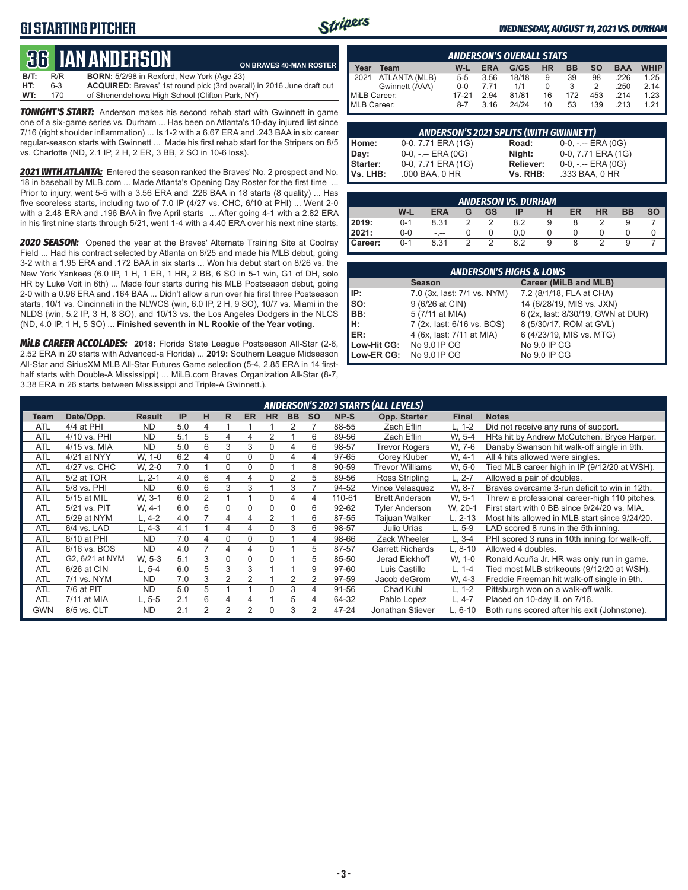# G1 STARTING PITCHER

*WEDNESDAY, AUGUST 11, 2021 VS. DURHAM*

## 36 IAN ANDERSON

**ON BRAVES 40-MAN ROSTER**

| | | |
|---|---|---|
| **B/T:** | R/R | **BORN:** 5/2/98 in Rexford, New York (Age 23) |
| **HT:** | 6-3 | **ACQUIRED:** Braves' 1st round pick (3rd overall) in 2016 June draft out |
| **WT:** | 170 | of Shenendehowa High School (Clifton Park, NY) |

***TONIGHT'S START:*** Anderson makes his second rehab start with Gwinnett in game one of a six-game series vs. Durham ... Has been on Atlanta's 10-day injured list since 7/16 (right shoulder inflammation) ... Is 1-2 with a 6.67 ERA and .243 BAA in six career regular-season starts with Gwinnett ... Made his first rehab start for the Stripers on 8/5 vs. Charlotte (ND, 2.1 IP, 2 H, 2 ER, 3 BB, 2 SO in 10-6 loss).

***2021 WITH ATLANTA:*** Entered the season ranked the Braves' No. 2 prospect and No. 18 in baseball by MLB.com ... Made Atlanta's Opening Day Roster for the first time ... Prior to injury, went 5-5 with a 3.56 ERA and .226 BAA in 18 starts (8 quality) ... Has five scoreless starts, including two of 7.0 IP (4/27 vs. CHC, 6/10 at PHI) ... Went 2-0 with a 2.48 ERA and .196 BAA in five April starts ... After going 4-1 with a 2.82 ERA in his first nine starts through 5/21, went 1-4 with a 4.40 ERA over his next nine starts.

***2020 SEASON:*** Opened the year at the Braves' Alternate Training Site at Coolray Field ... Had his contract selected by Atlanta on 8/25 and made his MLB debut, going 3-2 with a 1.95 ERA and .172 BAA in six starts ... Won his debut start on 8/26 vs. the New York Yankees (6.0 IP, 1 H, 1 ER, 1 HR, 2 BB, 6 SO in 5-1 win, G1 of DH, solo HR by Luke Voit in 6th) ... Made four starts during his MLB Postseason debut, going 2-0 with a 0.96 ERA and .164 BAA ... Didn't allow a run over his first three Postseason starts, 10/1 vs. Cincinnati in the NLWCS (win, 6.0 IP, 2 H, 9 SO), 10/7 vs. Miami in the NLDS (win, 5.2 IP, 3 H, 8 SO), and 10/13 vs. the Los Angeles Dodgers in the NLCS (ND, 4.0 IP, 1 H, 5 SO) ... **Finished seventh in NL Rookie of the Year voting**.

***MiLB CAREER ACCOLADES:*** **2018:** Florida State League Postseason All-Star (2-6, 2.52 ERA in 20 starts with Advanced-a Florida) ... **2019:** Southern League Midseason All-Star and SiriusXM MLB All-Star Futures Game selection (5-4, 2.85 ERA in 14 first-half starts with Double-A Mississippi) ... MiLB.com Braves Organization All-Star (8-7, 3.38 ERA in 26 starts between Mississippi and Triple-A Gwinnett.).

### ANDERSON'S OVERALL STATS

| Year | Team | W-L | ERA | G/GS | HR | BB | SO | BAA | WHIP |
|---|---|---|---|---|---|---|---|---|---|
| 2021 | ATLANTA (MLB) | 5-5 | 3.56 | 18/18 | 9 | 39 | 98 | .226 | 1.25 |
| | Gwinnett (AAA) | 0-0 | 7.71 | 1/1 | 0 | 3 | 2 | .250 | 2.14 |
| MiLB Career: | | 17-21 | 2.94 | 81/81 | 16 | 172 | 453 | .214 | 1.23 |
| MLB Career: | | 8-7 | 3.16 | 24/24 | 10 | 53 | 139 | .213 | 1.21 |

### ANDERSON'S 2021 SPLITS (WITH GWINNETT)

| | | | |
|---|---|---|---|
| **Home:** | 0-0, 7.71 ERA (1G) | **Road:** | 0-0, -.-- ERA (0G) |
| **Day:** | 0-0, -.-- ERA (0G) | **Night:** | 0-0, 7.71 ERA (1G) |
| **Starter:** | 0-0, 7.71 ERA (1G) | **Reliever:** | 0-0, -.-- ERA (0G) |
| **Vs. LHB:** | .000 BAA, 0 HR | **Vs. RHB:** | .333 BAA, 0 HR |

### ANDERSON VS. DURHAM

| | W-L | ERA | G | GS | IP | H | ER | HR | BB | SO |
|---|---|---|---|---|---|---|---|---|---|---|
| **2019:** | 0-1 | 8.31 | 2 | 2 | 8.2 | 9 | 8 | 2 | 9 | 7 |
| **2021:** | 0-0 | -.-- | 0 | 0 | 0.0 | 0 | 0 | 0 | 0 | 0 |
| **Career:** | 0-1 | 8.31 | 2 | 2 | 8.2 | 9 | 8 | 2 | 9 | 7 |

### ANDERSON'S HIGHS & LOWS

| | Season | Career (MiLB and MLB) |
|---|---|---|
| **IP:** | 7.0 (3x, last: 7/1 vs. NYM) | 7.2 (8/1/18, FLA at CHA) |
| **SO:** | 9 (6/26 at CIN) | 14 (6/28/19, MIS vs. JXN) |
| **BB:** | 5 (7/11 at MIA) | 6 (2x, last: 8/30/19, GWN at DUR) |
| **H:** | 7 (2x, last: 6/16 vs. BOS) | 8 (5/30/17, ROM at GVL) |
| **ER:** | 4 (6x, last: 7/11 at MIA) | 6 (4/23/19, MIS vs. MTG) |
| **Low-Hit CG:** | No 9.0 IP CG | No 9.0 IP CG |
| **Low-ER CG:** | No 9.0 IP CG | No 9.0 IP CG |

### ANDERSON'S 2021 STARTS (ALL LEVELS)

| Team | Date/Opp. | Result | IP | H | R | ER | HR | BB | SO | NP-S | Opp. Starter | Final | Notes |
|---|---|---|---|---|---|---|---|---|---|---|---|---|---|
| ATL | 4/4 at PHI | ND | 5.0 | 4 | 1 | 1 | 1 | 2 | 7 | 88-55 | Zach Eflin | L, 1-2 | Did not receive any runs of support. |
| ATL | 4/10 vs. PHI | ND | 5.1 | 5 | 4 | 4 | 2 | 1 | 6 | 89-56 | Zach Eflin | W, 5-4 | HRs hit by Andrew McCutchen, Bryce Harper. |
| ATL | 4/15 vs. MIA | ND | 5.0 | 6 | 3 | 3 | 0 | 4 | 6 | 98-57 | Trevor Rogers | W, 7-6 | Dansby Swanson hit walk-off single in 9th. |
| ATL | 4/21 at NYY | W, 1-0 | 6.2 | 4 | 0 | 0 | 0 | 4 | 4 | 97-65 | Corey Kluber | W, 4-1 | All 4 hits allowed were singles. |
| ATL | 4/27 vs. CHC | W, 2-0 | 7.0 | 1 | 0 | 0 | 0 | 1 | 8 | 90-59 | Trevor Williams | W, 5-0 | Tied MLB career high in IP (9/12/20 at WSH). |
| ATL | 5/2 at TOR | L, 2-1 | 4.0 | 6 | 4 | 4 | 0 | 2 | 5 | 89-56 | Ross Stripling | L, 2-7 | Allowed a pair of doubles. |
| ATL | 5/8 vs. PHI | ND | 6.0 | 6 | 3 | 3 | 1 | 3 | 7 | 94-52 | Vince Velasquez | W, 8-7 | Braves overcame 3-run deficit to win in 12th. |
| ATL | 5/15 at MIL | W, 3-1 | 6.0 | 2 | 1 | 1 | 0 | 4 | 4 | 110-61 | Brett Anderson | W, 5-1 | Threw a professional career-high 110 pitches. |
| ATL | 5/21 vs. PIT | W, 4-1 | 6.0 | 6 | 0 | 0 | 0 | 0 | 6 | 92-62 | Tyler Anderson | W, 20-1 | First start with 0 BB since 9/24/20 vs. MIA. |
| ATL | 5/29 at NYM | L, 4-2 | 4.0 | 7 | 4 | 4 | 2 | 1 | 6 | 87-55 | Taijuan Walker | L, 2-13 | Most hits allowed in MLB start since 9/24/20. |
| ATL | 6/4 vs. LAD | L, 4-3 | 4.1 | 1 | 4 | 4 | 0 | 3 | 6 | 98-57 | Julio Urias | L, 5-9 | LAD scored 8 runs in the 5th inning. |
| ATL | 6/10 at PHI | ND | 7.0 | 4 | 0 | 0 | 0 | 1 | 4 | 98-66 | Zack Wheeler | L, 3-4 | PHI scored 3 runs in 10th inning for walk-off. |
| ATL | 6/16 vs. BOS | ND | 4.0 | 7 | 4 | 4 | 0 | 1 | 5 | 87-57 | Garrett Richards | L, 8-10 | Allowed 4 doubles. |
| ATL | G2, 6/21 at NYM | W, 5-3 | 5.1 | 3 | 0 | 0 | 0 | 1 | 5 | 85-50 | Jerad Eickhoff | W, 1-0 | Ronald Acuña Jr. HR was only run in game. |
| ATL | 6/26 at CIN | L, 5-4 | 6.0 | 5 | 3 | 3 | 1 | 1 | 9 | 97-60 | Luis Castillo | L, 1-4 | Tied most MLB strikeouts (9/12/20 at WSH). |
| ATL | 7/1 vs. NYM | ND | 7.0 | 3 | 2 | 2 | 1 | 2 | 2 | 97-59 | Jacob deGrom | W, 4-3 | Freddie Freeman hit walk-off single in 9th. |
| ATL | 7/6 at PIT | ND | 5.0 | 5 | 1 | 1 | 0 | 3 | 4 | 91-56 | Chad Kuhl | L, 1-2 | Pittsburgh won on a walk-off walk. |
| ATL | 7/11 at MIA | L, 5-5 | 2.1 | 6 | 4 | 4 | 1 | 5 | 4 | 64-32 | Pablo Lopez | L, 4-7 | Placed on 10-day IL on 7/16. |
| GWN | 8/5 vs. CLT | ND | 2.1 | 2 | 2 | 2 | 0 | 3 | 2 | 47-24 | Jonathan Stiever | L, 6-10 | Both runs scored after his exit (Johnstone). |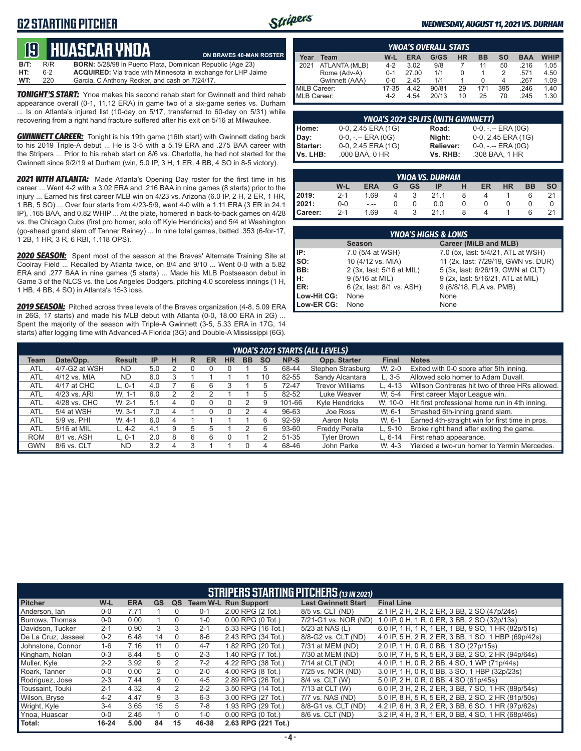# G2 STARTING PITCHER

## 19 HUASCAR YNOA

ON BRAVES 40-MAN ROSTER

**B/T:** R/R **BORN:** 5/28/98 in Puerto Plata, Dominican Republic (Age 23)
**HT:** 6-2 **ACQUIRED:** Via trade with Minnesota in exchange for LHP Jaime
**WT:** 220 Garcia, C Anthony Recker, and cash on 7/24/17.

***TONIGHT'S START:*** Ynoa makes his second rehab start for Gwinnett and third rehab appearance overall (0-1, 11.12 ERA) in game two of a six-game series vs. Durham ... Is on Atlanta's injured list (10-day on 5/17, transferred to 60-day on 5/31) while recovering from a right hand fracture suffered after his exit on 5/16 at Milwaukee.

***GWINNETT CAREER:*** Tonight is his 19th game (16th start) with Gwinnett dating back to his 2019 Triple-A debut ... He is 3-5 with a 5.19 ERA and .275 BAA career with the Stripers ... Prior to his rehab start on 8/6 vs. Charlotte, he had not started for the Gwinnett since 9/2/19 at Durham (win, 5.0 IP, 3 H, 1 ER, 4 BB, 4 SO in 8-5 victory).

***2021 WITH ATLANTA:*** Made Atlanta's Opening Day roster for the first time in his career ... Went 4-2 with a 3.02 ERA and .216 BAA in nine games (8 starts) prior to the injury ... Earned his first career MLB win on 4/23 vs. Arizona (6.0 IP, 2 H, 2 ER, 1 HR, 1 BB, 5 SO) ... Over four starts from 4/23-5/9, went 4-0 with a 1.11 ERA (3 ER in 24.1 IP), .165 BAA, and 0.82 WHIP ... At the plate, homered in back-to-back games on 4/28 vs. the Chicago Cubs (first pro homer, solo off Kyle Hendricks) and 5/4 at Washington (go-ahead grand slam off Tanner Rainey) ... In nine total games, batted .353 (6-for-17, 1 2B, 1 HR, 3 R, 6 RBI, 1.118 OPS).

***2020 SEASON:*** Spent most of the season at the Braves' Alternate Training Site at Coolray Field ... Recalled by Atlanta twice, on 8/4 and 9/10 ... Went 0-0 with a 5.82 ERA and .277 BAA in nine games (5 starts) ... Made his MLB Postseason debut in Game 3 of the NLCS vs. the Los Angeles Dodgers, pitching 4.0 scoreless innings (1 H, 1 HB, 4 BB, 4 SO) in Atlanta's 15-3 loss.

***2019 SEASON:*** Pitched across three levels of the Braves organization (4-8, 5.09 ERA in 26G, 17 starts) and made his MLB debut with Atlanta (0-0, 18.00 ERA in 2G) ... Spent the majority of the season with Triple-A Gwinnett (3-5, 5.33 ERA in 17G, 14 starts) after logging time with Advanced-A Florida (3G) and Double-A Mississippi (6G).

### YNOA'S OVERALL STATS

| Year | Team | W-L | ERA | G/GS | HR | BB | SO | BAA | WHIP |
|---|---|---|---|---|---|---|---|---|---|
| 2021 | ATLANTA (MLB) | 4-2 | 3.02 | 9/8 | 7 | 11 | 50 | .216 | 1.05 |
| | Rome (Adv-A) | 0-1 | 27.00 | 1/1 | 0 | 1 | 2 | .571 | 4.50 |
| | Gwinnett (AAA) | 0-0 | 2.45 | 1/1 | 1 | 0 | 4 | .267 | 1.09 |
| MiLB Career: | | 17-35 | 4.42 | 90/81 | 29 | 171 | 395 | .246 | 1.40 |
| MLB Career: | | 4-2 | 4.54 | 20/13 | 10 | 25 | 70 | .245 | 1.30 |

### YNOA'S 2021 SPLITS (WITH GWINNETT)

| | | | |
|---|---|---|---|
| Home: | 0-0, 2.45 ERA (1G) | Road: | 0-0, -.-- ERA (0G) |
| Day: | 0-0, -.-- ERA (0G) | Night: | 0-0, 2.45 ERA (1G) |
| Starter: | 0-0, 2.45 ERA (1G) | Reliever: | 0-0, -.-- ERA (0G) |
| Vs. LHB: | .000 BAA, 0 HR | Vs. RHB: | .308 BAA, 1 HR |

### YNOA VS. DURHAM

| | W-L | ERA | G | GS | IP | H | ER | HR | BB | SO |
|---|---|---|---|---|---|---|---|---|---|---|
| 2019: | 2-1 | 1.69 | 4 | 3 | 21.1 | 8 | 4 | 1 | 6 | 21 |
| 2021: | 0-0 | -.-- | 0 | 0 | 0.0 | 0 | 0 | 0 | 0 | 0 |
| Career: | 2-1 | 1.69 | 4 | 3 | 21.1 | 8 | 4 | 1 | 6 | 21 |

### YNOA'S HIGHS & LOWS

| | Season | Career (MiLB and MLB) |
|---|---|---|
| IP: | 7.0 (5/4 at WSH) | 7.0 (5x, last: 5/4/21, ATL at WSH) |
| SO: | 10 (4/12 vs. MIA) | 11 (2x, last: 7/29/19, GWN vs. DUR) |
| BB: | 2 (3x, last: 5/16 at MIL) | 5 (3x, last: 6/26/19, GWN at CLT) |
| H: | 9 (5/16 at MIL) | 9 (2x, last: 5/16/21, ATL at MIL) |
| ER: | 6 (2x, last: 8/1 vs. ASH) | 9 (8/8/18, FLA vs. PMB) |
| Low-Hit CG: | None | None |
| Low-ER CG: | None | None |

### YNOA'S 2021 STARTS (ALL LEVELS)

| Team | Date/Opp. | Result | IP | H | R | ER | HR | BB | SO | NP-S | Opp. Starter | Final | Notes |
|---|---|---|---|---|---|---|---|---|---|---|---|---|---|
| ATL | 4/7-G2 at WSH | ND | 5.0 | 2 | 0 | 0 | 0 | 1 | 5 | 68-44 | Stephen Strasburg | W, 2-0 | Exited with 0-0 score after 5th inning. |
| ATL | 4/12 vs. MIA | ND | 6.0 | 3 | 1 | 1 | 1 | 1 | 10 | 82-55 | Sandy Alcantara | L, 3-5 | Allowed solo homer to Adam Duvall. |
| ATL | 4/17 at CHC | L, 0-1 | 4.0 | 7 | 6 | 6 | 3 | 1 | 5 | 72-47 | Trevor Williams | L, 4-13 | Willson Contreras hit two of three HRs allowed. |
| ATL | 4/23 vs. ARI | W, 1-1 | 6.0 | 2 | 2 | 2 | 1 | 1 | 5 | 82-52 | Luke Weaver | W, 5-4 | First career Major League win. |
| ATL | 4/28 vs. CHC | W, 2-1 | 5.1 | 4 | 0 | 0 | 0 | 2 | 9 | 101-66 | Kyle Hendricks | W, 10-0 | Hit first professional home run in 4th inning. |
| ATL | 5/4 at WSH | W, 3-1 | 7.0 | 4 | 1 | 0 | 0 | 2 | 4 | 96-63 | Joe Ross | W, 6-1 | Smashed 6th-inning grand slam. |
| ATL | 5/9 vs. PHI | W, 4-1 | 6.0 | 4 | 1 | 1 | 1 | 1 | 6 | 92-59 | Aaron Nola | W, 6-1 | Earned 4th-straight win for first time in pros. |
| ATL | 5/16 at MIL | L, 4-2 | 4.1 | 9 | 5 | 5 | 1 | 2 | 6 | 93-60 | Freddy Peralta | L, 9-10 | Broke right hand after exiting the game. |
| ROM | 8/1 vs. ASH | L, 0-1 | 2.0 | 8 | 6 | 6 | 0 | 1 | 2 | 51-35 | Tyler Brown | L, 6-14 | First rehab appearance. |
| GWN | 8/6 vs. CLT | ND | 3.2 | 4 | 3 | 1 | 1 | 0 | 4 | 68-46 | John Parke | W, 4-3 | Yielded a two-run homer to Yermin Mercedes. |

### STRIPERS STARTING PITCHERS (13 IN 2021)

| Pitcher | W-L | ERA | GS | QS | Team W-L | Run Support | Last Gwinnett Start | Final Line |
|---|---|---|---|---|---|---|---|---|
| Anderson, Ian | 0-0 | 7.71 | 1 | 0 | 0-1 | 2.00 RPG (2 Tot.) | 8/5 vs. CLT (ND) | 2.1 IP, 2 H, 2 R, 2 ER, 3 BB, 2 SO (47p/24s) |
| Burrows, Thomas | 0-0 | 0.00 | 1 | 0 | 1-0 | 0.00 RPG (0 Tot.) | 7/21-G1 vs. NOR (ND) | 1.0 IP, 0 H, 1 R, 0 ER, 3 BB, 2 SO (32p/13s) |
| Davidson, Tucker | 2-1 | 0.90 | 3 | 3 | 2-1 | 5.33 RPG (16 Tot.) | 5/23 at NAS (L) | 6.0 IP, 1 H, 1 R, 1 ER, 1 BB, 9 SO, 1 HR (82p/51s) |
| De La Cruz, Jasseel | 0-2 | 6.48 | 14 | 0 | 8-6 | 2.43 RPG (34 Tot.) | 8/8-G2 vs. CLT (ND) | 4.0 IP, 5 H, 2 R, 2 ER, 3 BB, 1 SO, 1 HBP (69p/42s) |
| Johnstone, Connor | 1-6 | 7.16 | 11 | 0 | 4-7 | 1.82 RPG (20 Tot.) | 7/31 at MEM (ND) | 2.0 IP, 1 H, 0 R, 0 BB, 1 SO (27p/15s) |
| Kingham, Nolan | 0-3 | 8.44 | 5 | 0 | 2-3 | 1.40 RPG (7 Tot.) | 7/30 at MEM (ND) | 5.0 IP, 7 H, 5 R, 5 ER, 3 BB, 2 SO, 2 HR (94p/64s) |
| Muller, Kyle | 2-2 | 3.92 | 9 | 2 | 7-2 | 4.22 RPG (38 Tot.) | 7/14 at CLT (ND) | 4.0 IP, 1 H, 0 R, 2 BB, 4 SO, 1 WP (71p/44s) |
| Roark, Tanner | 0-0 | 0.00 | 2 | 0 | 2-0 | 4.00 RPG (8 Tot.) | 7/25 vs. NOR (ND) | 3.0 IP, 1 H, 0 R, 0 BB, 3 SO, 1 HBP (32p/23s) |
| Rodriguez, Jose | 2-3 | 7.44 | 9 | 0 | 4-5 | 2.89 RPG (26 Tot.) | 8/4 vs. CLT (W) | 5.0 IP, 2 H, 0 R, 0 BB, 4 SO (61p/45s) |
| Toussaint, Touki | 2-1 | 4.32 | 4 | 2 | 2-2 | 3.50 RPG (14 Tot.) | 7/13 at CLT (W) | 6.0 IP, 3 H, 2 R, 2 ER, 3 BB, 7 SO, 1 HR (89p/54s) |
| Wilson, Bryse | 4-2 | 4.47 | 9 | 3 | 6-3 | 3.00 RPG (27 Tot.) | 7/7 vs. NAS (ND) | 5.0 IP, 8 H, 5 R, 5 ER, 2 BB, 2 SO, 2 HR (81p/50s) |
| Wright, Kyle | 3-4 | 3.65 | 15 | 5 | 7-8 | 1.93 RPG (29 Tot.) | 8/8-G1 vs. CLT (ND) | 4.2 IP, 6 H, 3 R, 2 ER, 3 BB, 6 SO, 1 HR (97p/62s) |
| Ynoa, Huascar | 0-0 | 2.45 | 1 | 0 | 1-0 | 0.00 RPG (0 Tot.) | 8/6 vs. CLT (ND) | 3.2 IP, 4 H, 3 R, 1 ER, 0 BB, 4 SO, 1 HR (68p/46s) |
| **Total:** | **16-24** | **5.00** | **84** | **15** | **46-38** | **2.63 RPG (221 Tot.)** | | |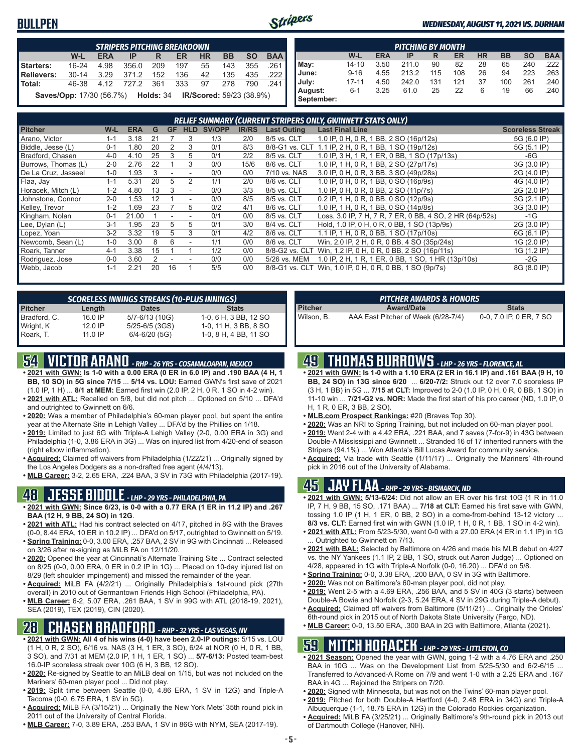# BULLPEN

*WEDNESDAY, AUGUST 11, 2021 VS. DURHAM*

| STRIPERS PITCHING BREAKDOWN | W-L | ERA | IP | R | ER | HR | BB | SO | BAA |
|---|---|---|---|---|---|---|---|---|---|
| Starters: | 16-24 | 4.98 | 356.0 | 209 | 197 | 55 | 143 | 355 | .261 |
| Relievers: | 30-14 | 3.29 | 371.2 | 152 | 136 | 42 | 135 | 435 | .222 |
| Total: | 46-38 | 4.12 | 727.2 | 361 | 333 | 97 | 278 | 790 | .241 |

**Saves/Opp:** 17/30 (56.7%) **Holds:** 34 **IR/Scored:** 59/23 (38.9%)

| PITCHING BY MONTH | W-L | ERA | IP | R | ER | HR | BB | SO | BAA |
|---|---|---|---|---|---|---|---|---|---|
| May: | 14-10 | 3.50 | 211.0 | 90 | 82 | 28 | 65 | 240 | .222 |
| June: | 9-16 | 4.55 | 213.2 | 115 | 108 | 26 | 94 | 223 | .263 |
| July: | 17-11 | 4.50 | 242.0 | 131 | 121 | 37 | 100 | 261 | .240 |
| August: | 6-1 | 3.25 | 61.0 | 25 | 22 | 6 | 19 | 66 | .240 |
| September: | | | | | | | | | |

## RELIEF SUMMARY (CURRENT STRIPERS ONLY, GWINNETT STATS ONLY)

| Pitcher | W-L | ERA | G | GF | HLD | SV/OPP | IR/RS | Last Outing | Last Final Line | Scoreless Streak |
|---|---|---|---|---|---|---|---|---|---|---|
| Arano, Victor | 1-1 | 3.18 | 21 | 7 | 3 | 1/3 | 2/0 | 8/5 vs. CLT | 1.0 IP, 0 H, 0 R, 1 BB, 2 SO (16p/12s) | 5G (6.0 IP) |
| Biddle, Jesse (L) | 0-1 | 1.80 | 20 | 2 | 3 | 0/1 | 8/3 | 8/8-G1 vs. CLT | 1.1 IP, 2 H, 0 R, 1 BB, 1 SO (19p/12s) | 5G (5.1 IP) |
| Bradford, Chasen | 4-0 | 4.10 | 25 | 3 | 5 | 0/1 | 2/2 | 8/5 vs. CLT | 1.0 IP, 3 H, 1 R, 1 ER, 0 BB, 1 SO (17p/13s) | -6G |
| Burrows, Thomas (L) | 2-0 | 2.76 | 22 | 1 | 3 | 0/0 | 15/6 | 8/6 vs. CLT | 1.0 IP, 1 H, 0 R, 1 BB, 2 SO (27p/17s) | 3G (3.0 IP) |
| De La Cruz, Jasseel | 1-0 | 1.93 | 3 | - | - | 0/0 | 0/0 | 7/10 vs. NAS | 3.0 IP, 0 H, 0 R, 3 BB, 3 SO (49p/28s) | 2G (4.0 IP) |
| Flaa, Jay | 1-1 | 5.31 | 20 | 5 | 2 | 1/1 | 2/0 | 8/6 vs. CLT | 1.0 IP, 0 H, 0 R, 1 BB, 0 SO (16p/9s) | 4G (4.0 IP) |
| Horacek, Mitch (L) | 1-2 | 4.80 | 13 | 3 | - | 0/0 | 3/3 | 8/5 vs. CLT | 1.0 IP, 0 H, 0 R, 0 BB, 2 SO (11p/7s) | 2G (2.0 IP) |
| Johnstone, Connor | 2-0 | 1.53 | 12 | 1 | - | 0/0 | 8/5 | 8/5 vs. CLT | 0.2 IP, 1 H, 0 R, 0 BB, 0 SO (12p/9s) | 3G (2.1 IP) |
| Kelley, Trevor | 1-2 | 1.69 | 23 | 7 | 5 | 0/2 | 4/1 | 8/6 vs. CLT | 1.0 IP, 1 H, 0 R, 1 BB, 0 SO (14p/8s) | 3G (3.0 IP) |
| Kingham, Nolan | 0-1 | 21.00 | 1 | - | - | 0/1 | 0/0 | 8/5 vs. CLT | Loss, 3.0 IP, 7 H, 7 R, 7 ER, 0 BB, 4 SO, 2 HR (64p/52s) | -1G |
| Lee, Dylan (L) | 3-1 | 1.95 | 23 | 5 | 5 | 0/1 | 3/0 | 8/4 vs. CLT | Hold, 1.0 IP, 0 H, 0 R, 0 BB, 1 SO (13p/9s) | 2G (3.0 IP) |
| Lopez, Yoan | 3-2 | 3.32 | 19 | 5 | 3 | 0/1 | 4/2 | 8/6 vs. CLT | 1.1 IP, 1 H, 0 R, 0 BB, 1 SO (17p/10s) | 6G (6.1 IP) |
| Newcomb, Sean (L) | 1-0 | 3.00 | 8 | 6 | - | 1/1 | 0/0 | 8/6 vs. CLT | Win, 2.0 IP, 2 H, 0 R, 0 BB, 4 SO (35p/24s) | 1G (2.0 IP) |
| Roark, Tanner | 4-1 | 3.38 | 15 | 1 | 1 | 1/2 | 0/0 | 8/8-G2 vs. CLT | Win, 1.2 IP, 0 H, 0 R, 0 BB, 2 SO (16p/11s) | 1G (1.2 IP) |
| Rodriguez, Jose | 0-0 | 3.60 | 2 | - | - | 0/0 | 0/0 | 5/26 vs. MEM | 1.0 IP, 2 H, 1 R, 1 ER, 0 BB, 1 SO, 1 HR (13p/10s) | -2G |
| Webb, Jacob | 1-1 | 2.21 | 20 | 16 | 1 | 5/5 | 0/0 | 8/8-G1 vs. CLT | Win, 1.0 IP, 0 H, 0 R, 0 BB, 1 SO (9p/7s) | 8G (8.0 IP) |

### SCORELESS INNINGS STREAKS (10-PLUS INNINGS)

| Pitcher | Length | Dates | Stats |
|---|---|---|---|
| Bradford, C. | 16.0 IP | 5/7-6/13 (10G) | 1-0, 6 H, 3 BB, 12 SO |
| Wright, K | 12.0 IP | 5/25-6/5 (3GS) | 1-0, 11 H, 3 BB, 8 SO |
| Roark, T. | 11.0 IP | 6/4-6/20 (5G) | 1-0, 8 H, 4 BB, 11 SO |

### PITCHER AWARDS & HONORS

| Pitcher | Award/Date | Stats |
|---|---|---|
| Wilson, B. | AAA East Pitcher of Week (6/28-7/4) | 0-0, 7.0 IP, 0 ER, 7 SO |

## 54 VICTOR ARANO - RHP - 26 YRS - COSAMALOAPAN, MEXICO

- **2021 with GWN: Is 1-0 with a 0.00 ERA (0 ER in 6.0 IP) and .190 BAA (4 H, 1 BB, 10 SO) in 5G since 7/15** ... **5/14 vs. LOU:** Earned GWN's first save of 2021 (1.0 IP, 1 H) ... **8/1 at MEM:** Earned first win (2.0 IP, 2 H, 0 R, 1 SO in 4-2 win).
- **2021 with ATL:** Recalled on 5/8, but did not pitch ... Optioned on 5/10 ... DFA'd and outrighted to Gwinnett on 6/6.
- **2020:** Was a member of Philadelphia's 60-man player pool, but spent the entire year at the Alternate Site in Lehigh Valley ... DFA'd by the Phillies on 1/18.
- **2019:** Limited to just 6G with Triple-A Lehigh Valley (2-0, 0.00 ERA in 3G) and Philadelphia (1-0, 3.86 ERA in 3G) ... Was on injured list from 4/20-end of season (right elbow inflammation).
- **Acquired:** Claimed off waivers from Philadelphia (1/22/21) ... Originally signed by the Los Angeles Dodgers as a non-drafted free agent (4/4/13).
- **MLB Career:** 3-2, 2.65 ERA, .224 BAA, 3 SV in 73G with Philadelphia (2017-19).

## 48 JESSE BIDDLE - LHP - 29 YRS - PHILADELPHIA, PA

- **2021 with GWN: Since 6/23, is 0-0 with a 0.77 ERA (1 ER in 11.2 IP) and .267 BAA (12 H, 9 BB, 24 SO) in 12G**.
- **2021 with ATL:** Had his contract selected on 4/17, pitched in 8G with the Braves (0-0, 8.44 ERA, 10 ER in 10.2 IP) ... DFA'd on 5/17, outrighted to Gwinnett on 5/19.
- **Spring Training:** 0-0, 3.00 ERA, .257 BAA, 2 SV in 9G with Cincinnati ... Released on 3/26 after re-signing as MiLB FA on 12/11/20.
- **2020:** Opened the year at Cincinnati's Alternate Training Site ... Contract selected on 8/25 (0-0, 0.00 ERA, 0 ER in 0.2 IP in 1G) ... Placed on 10-day injured list on 8/29 (left shoulder impingement) and missed the remainder of the year.
- **Acquired:** MiLB FA (4/2/21) ... Originally Philadelphia's 1st-round pick (27th overall) in 2010 out of Germantown Friends High School (Philadelphia, PA).
- **MLB Career:** 6-2, 5.07 ERA, .261 BAA, 1 SV in 99G with ATL (2018-19, 2021), SEA (2019), TEX (2019), CIN (2020).

## 28 CHASEN BRADFORD - RHP - 32 YRS - LAS VEGAS, NV

- **2021 with GWN: All 4 of his wins (4-0) have been 2.0-IP outings:** 5/15 vs. LOU (1 H, 0 R, 2 SO), 6/16 vs. NAS (3 H, 1 ER, 3 SO), 6/24 at NOR (0 H, 0 R, 1 BB, 3 SO), and 7/31 at MEM (2.0 IP, 1 H, 1 ER, 1 SO) ... **5/7-6/13:** Posted team-best 16.0-IP scoreless streak over 10G (6 H, 3 BB, 12 SO).
- **2020:** Re-signed by Seattle to an MiLB deal on 1/15, but was not included on the Mariners' 60-man player pool ... Did not play.
- **2019:** Split time between Seattle (0-0, 4.86 ERA, 1 SV in 12G) and Triple-A Tacoma (0-0, 6.75 ERA, 1 SV in 5G).
- **Acquired:** MiLB FA (3/15/21) ... Originally the New York Mets' 35th round pick in 2011 out of the University of Central Florida.
- **MLB Career:** 7-0, 3.89 ERA, .253 BAA, 1 SV in 86G with NYM, SEA (2017-19).

## 49 THOMAS BURROWS - LHP - 26 YRS - FLORENCE, AL

- **2021 with GWN: Is 1-0 with a 1.10 ERA (2 ER in 16.1 IP) and .161 BAA (9 H, 10 BB, 24 SO) in 13G since 6/20** ... **6/20-7/2:** Struck out 12 over 7.0 scoreless IP (3 H, 1 BB) in 5G ... **7/15 at CLT:** Improved to 2-0 (1.0 IP, 0 H, 0 R, 0 BB, 1 SO) in 11-10 win ... **7/21-G2 vs. NOR:** Made the first start of his pro career (ND, 1.0 IP, 0 H, 1 R, 0 ER, 3 BB, 2 SO).
- **MLB.com Prospect Rankings:** #20 (Braves Top 30).
- **2020:** Was an NRI to Spring Training, but not included on 60-man player pool.
- **2019:** Went 2-4 with a 4.42 ERA, .221 BAA, and 7 saves (7-for-9) in 43G between Double-A Mississippi and Gwinnett ... Stranded 16 of 17 inherited runners with the Stripers (94.1%) ... Won Atlanta's Bill Lucas Award for community service.
- **Acquired:** Via trade with Seattle (1/11/17) ... Originally the Mariners' 4th-round pick in 2016 out of the University of Alabama.

## 45 JAY FLAA - RHP - 29 YRS - BISMARCK, ND

- **2021 with GWN: 5/13-6/24:** Did not allow an ER over his first 10G (1 R in 11.0 IP, 7 H, 9 BB, 15 SO, .171 BAA) ... **7/18 at CLT:** Earned his first save with GWN, tossing 1.0 IP (1 H, 1 ER, 0 BB, 2 SO) in a come-from-behind 13-12 victory ... **8/3 vs. CLT:** Earned first win with GWN (1.0 IP, 1 H, 0 R, 1 BB, 1 SO in 4-2 win).
- **2021 with ATL:** From 5/23-5/30, went 0-0 with a 27.00 ERA (4 ER in 1.1 IP) in 1G ... Outrighted to Gwinnett on 7/13.
- **2021 with BAL:** Selected by Baltimore on 4/26 and made his MLB debut on 4/27 vs. the NY Yankees (1.1 IP, 2 BB, 1 SO, struck out Aaron Judge) ... Optioned on 4/28, appeared in 1G with Triple-A Norfolk (0-0, 16.20) ... DFA'd on 5/8.
- **Spring Training:** 0-0, 3.38 ERA, .200 BAA, 0 SV in 3G with Baltimore.
- **2020:** Was not on Baltimore's 60-man player pool, did not play.
- **2019:** Went 2-5 with a 4.69 ERA, .256 BAA, and 5 SV in 40G (3 starts) between Double-A Bowie and Norfolk (2-3, 5.24 ERA, 4 SV in 29G during Triple-A debut).
- **Acquired:** Claimed off waivers from Baltimore (5/11/21) ... Originally the Orioles' 6th-round pick in 2015 out of North Dakota State University (Fargo, ND).
- **MLB Career:** 0-0, 13.50 ERA, .300 BAA in 2G with Baltimore, Atlanta (2021).

## 59 MITCH HORACEK - LHP - 29 YRS - LITTLETON, CO

- **2021 Season:** Opened the year with GWN, going 1-2 with a 4.76 ERA and .250 BAA in 10G ... Was on the Development List from 5/25-5/30 and 6/2-6/15 ... Transferred to Advanced-A Rome on 7/9 and went 1-0 with a 2.25 ERA and .167 BAA in 4G ... Rejoined the Stripers on 7/20.
- **2020:** Signed with Minnesota, but was not on the Twins' 60-man player pool.
- **2019:** Pitched for both Double-A Hartford (4-0, 2.48 ERA in 34G) and Triple-A Albuquerque (1-1, 18.75 ERA in 12G) in the Colorado Rockies organization.
- **Acquired:** MiLB FA (3/25/21) ... Originally Baltimore's 9th-round pick in 2013 out of Dartmouth College (Hanover, NH).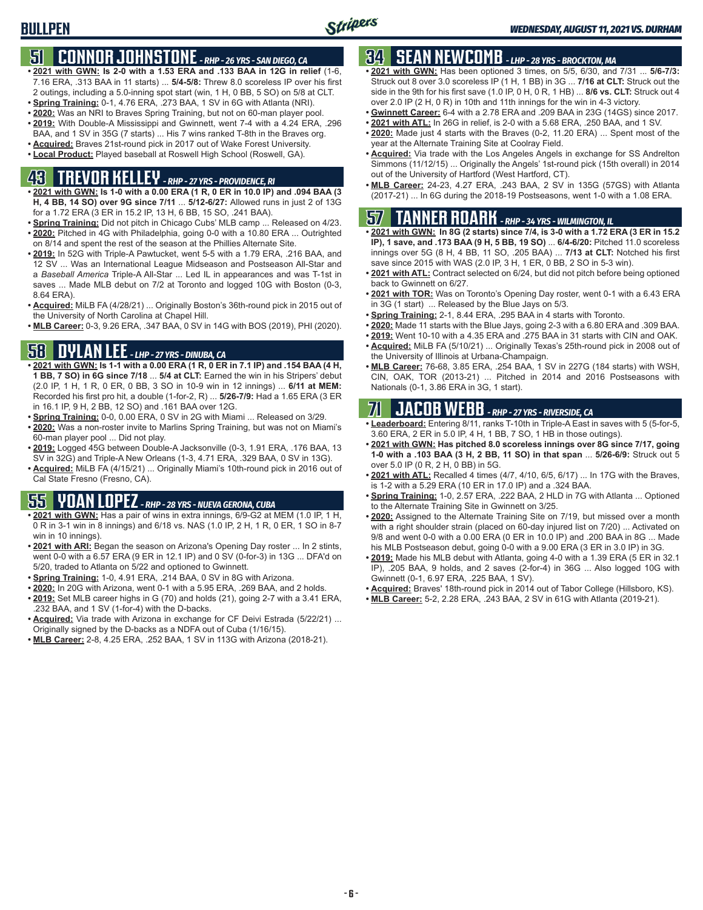# BULLPEN

## 51 CONNOR JOHNSTONE - RHP - 26 YRS - SAN DIEGO, CA

- **2021 with GWN: Is 2-0 with a 1.53 ERA and .133 BAA in relief** (1-6, 7.16 ERA, .313 BAA in 11 starts) ... **5/4-5/8:** Threw 8.0 scoreless IP over his first 2 outings, including a 5.0-inning spot start (win, 1 H, 0 BB, 5 SO) on 5/8 at CLT.
- **Spring Training:** 0-1, 4.76 ERA, .273 BAA, 1 SV in 6G with Atlanta (NRI).
- **2020:** Was an NRI to Braves Spring Training, but not on 60-man player pool.
- **2019:** With Double-A Mississippi and Gwinnett, went 7-4 with a 4.24 ERA, .296 BAA, and 1 SV in 35G (7 starts) ... His 7 wins ranked T-8th in the Braves org.
- **Acquired:** Braves 21st-round pick in 2017 out of Wake Forest University.
- **Local Product:** Played baseball at Roswell High School (Roswell, GA).

## 43 TREVOR KELLEY - RHP - 27 YRS - PROVIDENCE, RI

- **2021 with GWN: Is 1-0 with a 0.00 ERA (1 R, 0 ER in 10.0 IP) and .094 BAA (3 H, 4 BB, 14 SO) over 9G since 7/11** ... **5/12-6/27:** Allowed runs in just 2 of 13G for a 1.72 ERA (3 ER in 15.2 IP, 13 H, 6 BB, 15 SO, .241 BAA).
- **Spring Training:** Did not pitch in Chicago Cubs' MLB camp ... Released on 4/23.
- **2020:** Pitched in 4G with Philadelphia, going 0-0 with a 10.80 ERA ... Outrighted on 8/14 and spent the rest of the season at the Phillies Alternate Site.
- **2019:** In 52G with Triple-A Pawtucket, went 5-5 with a 1.79 ERA, .216 BAA, and 12 SV ... Was an International League Midseason and Postseason All-Star and a *Baseball America* Triple-A All-Star ... Led IL in appearances and was T-1st in saves ... Made MLB debut on 7/2 at Toronto and logged 10G with Boston (0-3, 8.64 ERA).
- **Acquired:** MiLB FA (4/28/21) ... Originally Boston's 36th-round pick in 2015 out of the University of North Carolina at Chapel Hill.
- **MLB Career:** 0-3, 9.26 ERA, .347 BAA, 0 SV in 14G with BOS (2019), PHI (2020).

## 58 DYLAN LEE - LHP - 27 YRS - DINUBA, CA

- **2021 with GWN: Is 1-1 with a 0.00 ERA (1 R, 0 ER in 7.1 IP) and .154 BAA (4 H, 1 BB, 7 SO) in 6G since 7/18** ... **5/4 at CLT:** Earned the win in his Stripers' debut (2.0 IP, 1 H, 1 R, 0 ER, 0 BB, 3 SO in 10-9 win in 12 innings) ... **6/11 at MEM:** Recorded his first pro hit, a double (1-for-2, R) ... **5/26-7/9:** Had a 1.65 ERA (3 ER in 16.1 IP, 9 H, 2 BB, 12 SO) and .161 BAA over 12G.
- **Spring Training:** 0-0, 0.00 ERA, 0 SV in 2G with Miami ... Released on 3/29.
- **2020:** Was a non-roster invite to Marlins Spring Training, but was not on Miami's 60-man player pool ... Did not play.
- **2019:** Logged 45G between Double-A Jacksonville (0-3, 1.91 ERA, .176 BAA, 13 SV in 32G) and Triple-A New Orleans (1-3, 4.71 ERA, .329 BAA, 0 SV in 13G).
- **Acquired:** MiLB FA (4/15/21) ... Originally Miami's 10th-round pick in 2016 out of Cal State Fresno (Fresno, CA).

## 55 YOAN LOPEZ - RHP - 28 YRS - NUEVA GERONA, CUBA

- **2021 with GWN:** Has a pair of wins in extra innings, 6/9-G2 at MEM (1.0 IP, 1 H, 0 R in 3-1 win in 8 innings) and 6/18 vs. NAS (1.0 IP, 2 H, 1 R, 0 ER, 1 SO in 8-7 win in 10 innings).
- **2021 with ARI:** Began the season on Arizona's Opening Day roster ... In 2 stints, went 0-0 with a 6.57 ERA (9 ER in 12.1 IP) and 0 SV (0-for-3) in 13G ... DFA'd on 5/20, traded to Atlanta on 5/22 and optioned to Gwinnett.
- **Spring Training:** 1-0, 4.91 ERA, .214 BAA, 0 SV in 8G with Arizona.
- **2020:** In 20G with Arizona, went 0-1 with a 5.95 ERA, .269 BAA, and 2 holds.
- **2019:** Set MLB career highs in G (70) and holds (21), going 2-7 with a 3.41 ERA, .232 BAA, and 1 SV (1-for-4) with the D-backs.
- **Acquired:** Via trade with Arizona in exchange for CF Deivi Estrada (5/22/21) ... Originally signed by the D-backs as a NDFA out of Cuba (1/16/15).
- **MLB Career:** 2-8, 4.25 ERA, .252 BAA, 1 SV in 113G with Arizona (2018-21).

## 34 SEAN NEWCOMB - LHP - 28 YRS - BROCKTON, MA

- **2021 with GWN:** Has been optioned 3 times, on 5/5, 6/30, and 7/31 ... **5/6-7/3:** Struck out 8 over 3.0 scoreless IP (1 H, 1 BB) in 3G ... **7/16 at CLT:** Struck out the side in the 9th for his first save (1.0 IP, 0 H, 0 R, 1 HB) ... **8/6 vs. CLT:** Struck out 4 over 2.0 IP (2 H, 0 R) in 10th and 11th innings for the win in 4-3 victory.
- **Gwinnett Career:** 6-4 with a 2.78 ERA and .209 BAA in 23G (14GS) since 2017.
- **2021 with ATL:** In 26G in relief, is 2-0 with a 5.68 ERA, .250 BAA, and 1 SV.
- **2020:** Made just 4 starts with the Braves (0-2, 11.20 ERA) ... Spent most of the year at the Alternate Training Site at Coolray Field.
- **Acquired:** Via trade with the Los Angeles Angels in exchange for SS Andrelton Simmons (11/12/15) ... Originally the Angels' 1st-round pick (15th overall) in 2014 out of the University of Hartford (West Hartford, CT).
- **MLB Career:** 24-23, 4.27 ERA, .243 BAA, 2 SV in 135G (57GS) with Atlanta (2017-21) ... In 6G during the 2018-19 Postseasons, went 1-0 with a 1.08 ERA.

## 57 TANNER ROARK - RHP - 34 YRS - WILMINGTON, IL

- **2021 with GWN: In 8G (2 starts) since 7/4, is 3-0 with a 1.72 ERA (3 ER in 15.2 IP), 1 save, and .173 BAA (9 H, 5 BB, 19 SO)** ... **6/4-6/20:** Pitched 11.0 scoreless innings over 5G (8 H, 4 BB, 11 SO, .205 BAA) ... **7/13 at CLT:** Notched his first save since 2015 with WAS (2.0 IP, 3 H, 1 ER, 0 BB, 2 SO in 5-3 win).
- **2021 with ATL:** Contract selected on 6/24, but did not pitch before being optioned back to Gwinnett on 6/27.
- **2021 with TOR:** Was on Toronto's Opening Day roster, went 0-1 with a 6.43 ERA in 3G (1 start) ... Released by the Blue Jays on 5/3.
- **Spring Training:** 2-1, 8.44 ERA, .295 BAA in 4 starts with Toronto.
- **2020:** Made 11 starts with the Blue Jays, going 2-3 with a 6.80 ERA and .309 BAA.
- **2019:** Went 10-10 with a 4.35 ERA and .275 BAA in 31 starts with CIN and OAK.
- **Acquired:** MiLB FA (5/10/21) ... Originally Texas's 25th-round pick in 2008 out of the University of Illinois at Urbana-Champaign.
- **MLB Career:** 76-68, 3.85 ERA, .254 BAA, 1 SV in 227G (184 starts) with WSH, CIN, OAK, TOR (2013-21) ... Pitched in 2014 and 2016 Postseasons with Nationals (0-1, 3.86 ERA in 3G, 1 start).

## 71 JACOB WEBB - RHP - 27 YRS - RIVERSIDE, CA

- **Leaderboard:** Entering 8/11, ranks T-10th in Triple-A East in saves with 5 (5-for-5, 3.60 ERA, 2 ER in 5.0 IP, 4 H, 1 BB, 7 SO, 1 HB in those outings).
- **2021 with GWN: Has pitched 8.0 scoreless innings over 8G since 7/17, going 1-0 with a .103 BAA (3 H, 2 BB, 11 SO) in that span** ... **5/26-6/9:** Struck out 5 over 5.0 IP (0 R, 2 H, 0 BB) in 5G.
- **2021 with ATL:** Recalled 4 times (4/7, 4/10, 6/5, 6/17) ... In 17G with the Braves, is 1-2 with a 5.29 ERA (10 ER in 17.0 IP) and a .324 BAA.
- **Spring Training:** 1-0, 2.57 ERA, .222 BAA, 2 HLD in 7G with Atlanta ... Optioned to the Alternate Training Site in Gwinnett on 3/25.
- **2020:** Assigned to the Alternate Training Site on 7/19, but missed over a month with a right shoulder strain (placed on 60-day injured list on 7/20) ... Activated on 9/8 and went 0-0 with a 0.00 ERA (0 ER in 10.0 IP) and .200 BAA in 8G ... Made his MLB Postseason debut, going 0-0 with a 9.00 ERA (3 ER in 3.0 IP) in 3G.
- **2019:** Made his MLB debut with Atlanta, going 4-0 with a 1.39 ERA (5 ER in 32.1 IP), .205 BAA, 9 holds, and 2 saves (2-for-4) in 36G ... Also logged 10G with Gwinnett (0-1, 6.97 ERA, .225 BAA, 1 SV).
- **Acquired:** Braves' 18th-round pick in 2014 out of Tabor College (Hillsboro, KS).
- **MLB Career:** 5-2, 2.28 ERA, .243 BAA, 2 SV in 61G with Atlanta (2019-21).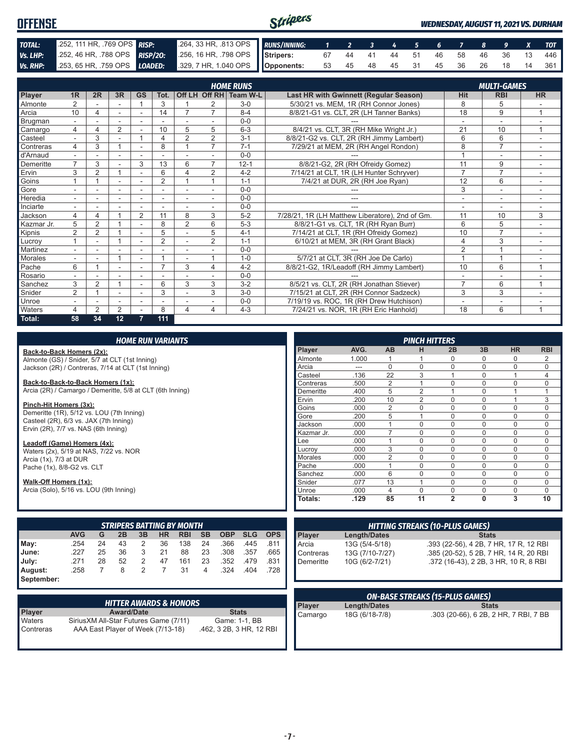# OFFENSE

*WEDNESDAY, AUGUST 11, 2021 VS. DURHAM*

| TOTAL: | .252, 111 HR, .769 OPS | RISP: | .264, 33 HR, .813 OPS |
|---|---|---|---|
| Vs. LHP: | .252, 46 HR, .788 OPS | RISP/2O: | .256, 16 HR, .798 OPS |
| Vs. RHP: | .253, 65 HR, .759 OPS | LOADED: | .329, 7 HR, 1.040 OPS |

| RUNS/INNING: | 1 | 2 | 3 | 4 | 5 | 6 | 7 | 8 | 9 | X | TOT |
|---|---|---|---|---|---|---|---|---|---|---|---|
| Stripers: | 67 | 44 | 41 | 44 | 51 | 46 | 58 | 46 | 36 | 13 | 446 |
| Opponents: | 53 | 45 | 48 | 45 | 31 | 45 | 36 | 26 | 18 | 14 | 361 |

## HOME RUNS / MULTI-GAMES

| Player | 1R | 2R | 3R | GS | Tot. | Off LH | Off RH | Team W-L | Last HR with Gwinnett (Regular Season) | Hit | RBI | HR |
|---|---|---|---|---|---|---|---|---|---|---|---|---|
| Almonte | 2 | - | - | 1 | 3 | 1 | 2 | 3-0 | 5/30/21 vs. MEM, 1R (RH Connor Jones) | 8 | 5 | - |
| Arcia | 10 | 4 | - | - | 14 | 7 | 7 | 8-4 | 8/8/21-G1 vs. CLT, 2R (LH Tanner Banks) | 18 | 9 | 1 |
| Brugman | - | - | - | - | - | - | - | 0-0 | --- | - | - | - |
| Camargo | 4 | 4 | 2 | - | 10 | 5 | 5 | 6-3 | 8/4/21 vs. CLT, 3R (RH Mike Wright Jr.) | 21 | 10 | 1 |
| Casteel | - | 3 | - | 1 | 4 | 2 | 2 | 3-1 | 8/8/21-G2 vs. CLT, 2R (RH Jimmy Lambert) | 6 | 6 | - |
| Contreras | 4 | 3 | 1 | - | 8 | 1 | 7 | 7-1 | 7/29/21 at MEM, 2R (RH Angel Rondon) | 8 | 7 | - |
| d'Arnaud | - | - | - | - | - | - | - | 0-0 | --- | 1 | - | - |
| Demeritte | 7 | 3 | - | 3 | 13 | 6 | 7 | 12-1 | 8/8/21-G2, 2R (RH Ofreidy Gomez) | 11 | 9 | - |
| Ervin | 3 | 2 | 1 | - | 6 | 4 | 2 | 4-2 | 7/14/21 at CLT, 1R (LH Hunter Schryver) | 7 | 7 | - |
| Goins | 1 | 1 | - | - | 2 | 1 | 1 | 1-1 | 7/4/21 at DUR, 2R (RH Joe Ryan) | 12 | 6 | - |
| Gore | - | - | - | - | - | - | - | 0-0 | --- | 3 | - | - |
| Heredia | - | - | - | - | - | - | - | 0-0 | --- | - | - | - |
| Inciarte | - | - | - | - | - | - | - | 0-0 | --- | - | - | - |
| Jackson | 4 | 4 | 1 | 2 | 11 | 8 | 3 | 5-2 | 7/28/21, 1R (LH Matthew Liberatore), 2nd of Gm. | 11 | 10 | 3 |
| Kazmar Jr. | 5 | 2 | 1 | - | 8 | 2 | 6 | 5-3 | 8/8/21-G1 vs. CLT, 1R (RH Ryan Burr) | 6 | 5 | - |
| Kipnis | 2 | 2 | 1 | - | 5 | - | 5 | 4-1 | 7/14/21 at CLT, 1R (RH Ofreidy Gomez) | 10 | 7 | - |
| Lucroy | 1 | - | 1 | - | 2 | - | 2 | 1-1 | 6/10/21 at MEM, 3R (RH Grant Black) | 4 | 3 | - |
| Martinez | - | - | - | - | - | - | - | 0-0 | --- | 2 | 1 | - |
| Morales | - | - | 1 | - | 1 | - | 1 | 1-0 | 5/7/21 at CLT, 3R (RH Joe De Carlo) | 1 | 1 | - |
| Pache | 6 | 1 | - | - | 7 | 3 | 4 | 4-2 | 8/8/21-G2, 1R/Leadoff (RH Jimmy Lambert) | 10 | 6 | 1 |
| Rosario | - | - | - | - | - | - | - | 0-0 | --- | - | - | - |
| Sanchez | 3 | 2 | 1 | - | 6 | 3 | 3 | 3-2 | 8/5/21 vs. CLT, 2R (RH Jonathan Stiever) | 7 | 6 | 1 |
| Snider | 2 | 1 | - | - | 3 | - | 3 | 3-0 | 7/15/21 at CLT, 2R (RH Connor Sadzeck) | 3 | 3 | - |
| Unroe | - | - | - | - | - | - | - | 0-0 | 7/19/19 vs. ROC, 1R (RH Drew Hutchison) | - | - | - |
| Waters | 4 | 2 | 2 | - | 8 | 4 | 4 | 4-3 | 7/24/21 vs. NOR, 1R (RH Eric Hanhold) | 18 | 6 | 1 |
| Total: | 58 | 34 | 12 | 7 | 111 | | | | | | | |

## HOME RUN VARIANTS

**Back-to-Back Homers (2x):**
Almonte (GS) / Snider, 5/7 at CLT (1st Inning)
Jackson (2R) / Contreras, 7/14 at CLT (1st Inning)

**Back-to-Back-to-Back Homers (1x):**
Arcia (2R) / Camargo / Demeritte, 5/8 at CLT (6th Inning)

**Pinch-Hit Homers (3x):**
Demeritte (1R), 5/12 vs. LOU (7th Inning)
Casteel (2R), 6/3 vs. JAX (7th Inning)
Ervin (2R), 7/7 vs. NAS (6th Inning)

**Leadoff (Game) Homers (4x):**
Waters (2x), 5/19 at NAS, 7/22 vs. NOR
Arcia (1x), 7/3 at DUR
Pache (1x), 8/8-G2 vs. CLT

**Walk-Off Homers (1x):**
Arcia (Solo), 5/16 vs. LOU (9th Inning)

## PINCH HITTERS

| Player | AVG. | AB | H | 2B | 3B | HR | RBI |
|---|---|---|---|---|---|---|---|
| Almonte | 1.000 | 1 | 1 | 0 | 0 | 0 | 2 |
| Arcia | --- | 0 | 0 | 0 | 0 | 0 | 0 |
| Casteel | .136 | 22 | 3 | 1 | 0 | 1 | 4 |
| Contreras | .500 | 2 | 1 | 0 | 0 | 0 | 0 |
| Demeritte | .400 | 5 | 2 | 1 | 0 | 1 | 1 |
| Ervin | .200 | 10 | 2 | 0 | 0 | 1 | 3 |
| Goins | .000 | 2 | 0 | 0 | 0 | 0 | 0 |
| Gore | .200 | 5 | 1 | 0 | 0 | 0 | 0 |
| Jackson | .000 | 1 | 0 | 0 | 0 | 0 | 0 |
| Kazmar Jr. | .000 | 7 | 0 | 0 | 0 | 0 | 0 |
| Lee | .000 | 1 | 0 | 0 | 0 | 0 | 0 |
| Lucroy | .000 | 3 | 0 | 0 | 0 | 0 | 0 |
| Morales | .000 | 2 | 0 | 0 | 0 | 0 | 0 |
| Pache | .000 | 1 | 0 | 0 | 0 | 0 | 0 |
| Sanchez | .000 | 6 | 0 | 0 | 0 | 0 | 0 |
| Snider | .077 | 13 | 1 | 0 | 0 | 0 | 0 |
| Unroe | .000 | 4 | 0 | 0 | 0 | 0 | 0 |
| Totals: | .129 | 85 | 11 | 2 | 0 | 3 | 10 |

## STRIPERS BATTING BY MONTH

| | AVG | G | 2B | 3B | HR | RBI | SB | OBP | SLG | OPS |
|---|---|---|---|---|---|---|---|---|---|---|
| May: | .254 | 24 | 43 | 2 | 36 | 138 | 24 | .366 | .445 | .811 |
| June: | .227 | 25 | 36 | 3 | 21 | 88 | 23 | .308 | .357 | .665 |
| July: | .271 | 28 | 52 | 2 | 47 | 161 | 23 | .352 | .479 | .831 |
| August: | .258 | 7 | 8 | 2 | 7 | 31 | 4 | .324 | .404 | .728 |
| September: | | | | | | | | | | |

## HITTING STREAKS (10-PLUS GAMES)

| Player | Length/Dates | Stats |
|---|---|---|
| Arcia | 13G (5/4-5/18) | .393 (22-56), 4 2B, 7 HR, 17 R, 12 RBI |
| Contreras | 13G (7/10-7/27) | .385 (20-52), 5 2B, 7 HR, 14 R, 20 RBI |
| Demeritte | 10G (6/2-7/21) | .372 (16-43), 2 2B, 3 HR, 10 R, 8 RBI |

## HITTER AWARDS & HONORS

| Player | Award/Date | Stats |
|---|---|---|
| Waters | SiriusXM All-Star Futures Game (7/11) | Game: 1-1, BB |
| Contreras | AAA East Player of Week (7/13-18) | .462, 3 2B, 3 HR, 12 RBI |

## ON-BASE STREAKS (15-PLUS GAMES)

| Player | Length/Dates | Stats |
|---|---|---|
| Camargo | 18G (6/18-7/8) | .303 (20-66), 6 2B, 2 HR, 7 RBI, 7 BB |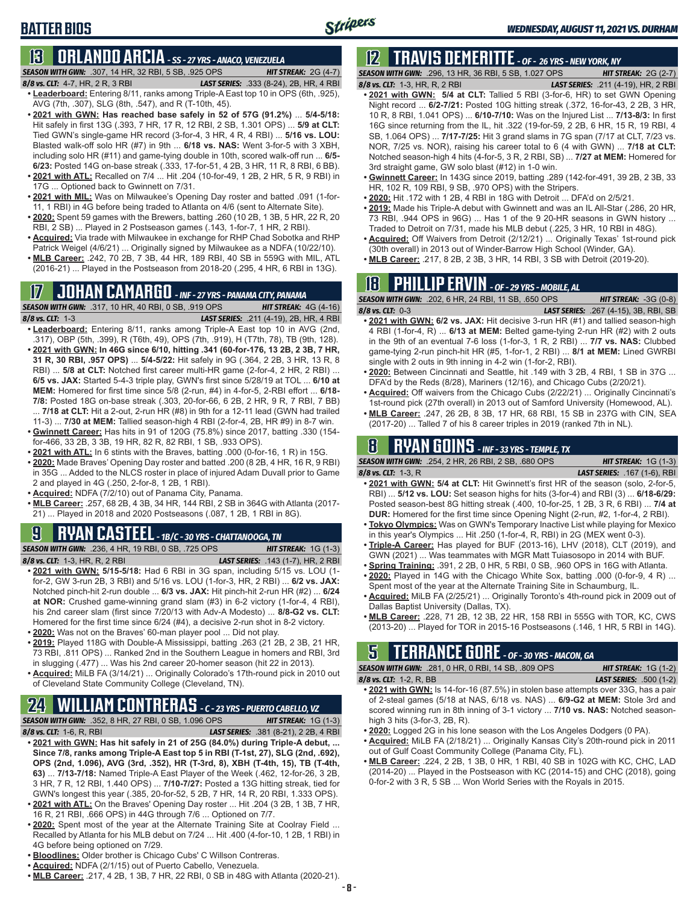# BATTER BIOS

*WEDNESDAY, AUGUST 11, 2021 VS. DURHAM*

## 13 ORLANDO ARCIA - SS - 27 YRS - ANACO, VENEZUELA

**SEASON WITH GWN:** .307, 14 HR, 32 RBI, 5 SB, .925 OPS **HIT STREAK:** 2G (4-7)
**8/8 vs. CLT:** 4-7, HR, 2 R, 3 RBI **LAST SERIES:** .333 (8-24), 2B, HR, 4 RBI

- **Leaderboard:** Entering 8/11, ranks among Triple-A East top 10 in OPS (6th, .925), AVG (7th, .307), SLG (8th, .547), and R (T-10th, 45).
- **2021 with GWN: Has reached base safely in 52 of 57G (91.2%)** ... **5/4-5/18:** Hit safely in first 13G (.393, 7 HR, 17 R, 12 RBI, 2 SB, 1.301 OPS) ... **5/9 at CLT:** Tied GWN's single-game HR record (3-for-4, 3 HR, 4 R, 4 RBI) ... **5/16 vs. LOU:** Blasted walk-off solo HR (#7) in 9th ... **6/18 vs. NAS:** Went 3-for-5 with 3 XBH, including solo HR (#11) and game-tying double in 10th, scored walk-off run ... **6/5-6/23:** Posted 14G on-base streak (.333, 17-for-51, 4 2B, 3 HR, 11 R, 8 RBI, 6 BB).
- **2021 with ATL:** Recalled on 7/4 ... Hit .204 (10-for-49, 1 2B, 2 HR, 5 R, 9 RBI) in 17G ... Optioned back to Gwinnett on 7/31.
- **2021 with MIL:** Was on Milwaukee's Opening Day roster and batted .091 (1-for-11, 1 RBI) in 4G before being traded to Atlanta on 4/6 (sent to Alternate Site).
- **2020:** Spent 59 games with the Brewers, batting .260 (10 2B, 1 3B, 5 HR, 22 R, 20 RBI, 2 SB) ... Played in 2 Postseason games (.143, 1-for-7, 1 HR, 2 RBI).
- **Acquired:** Via trade with Milwaukee in exchange for RHP Chad Sobotka and RHP Patrick Weigel (4/6/21) ... Originally signed by Milwaukee as a NDFA (10/22/10).
- **MLB Career:** .242, 70 2B, 7 3B, 44 HR, 189 RBI, 40 SB in 559G with MIL, ATL (2016-21) ... Played in the Postseason from 2018-20 (.295, 4 HR, 6 RBI in 13G).

## 17 JOHAN CAMARGO - INF - 27 YRS - PANAMA CITY, PANAMA

**SEASON WITH GWN:** .317, 10 HR, 40 RBI, 0 SB, .919 OPS **HIT STREAK:** 4G (4-16)
**8/8 vs. CLT:** 1-3 **LAST SERIES:** .211 (4-19), 2B, HR, 4 RBI

- **Leaderboard:** Entering 8/11, ranks among Triple-A East top 10 in AVG (2nd, .317), OBP (5th, .399), R (T6th, 49), OPS (7th, .919), H (T7th, 78), TB (9th, 128).
- **2021 with GWN: In 46G since 6/10, hitting .341 (60-for-176, 13 2B, 2 3B, 7 HR, 31 R, 30 RBI, .957 OPS)** ... **5/4-5/22:** Hit safely in 9G (.364, 2 2B, 3 HR, 13 R, 8 RBI) ... **5/8 at CLT:** Notched first career multi-HR game (2-for-4, 2 HR, 2 RBI) ... **6/5 vs. JAX:** Started 5-4-3 triple play, GWN's first since 5/28/19 at TOL ... **6/10 at MEM:** Homered for first time since 5/8 (2-run, #4) in 4-for-5, 2-RBI effort ... **6/18-7/8:** Posted 18G on-base streak (.303, 20-for-66, 6 2B, 2 HR, 9 R, 7 RBI, 7 BB) ... **7/18 at CLT:** Hit a 2-out, 2-run HR (#8) in 9th for a 12-11 lead (GWN had trailed 11-3) ... **7/30 at MEM:** Tallied season-high 4 RBI (2-for-4, 2B, HR #9) in 8-7 win.
- **Gwinnett Career:** Has hits in 91 of 120G (75.8%) since 2017, batting .330 (154-for-466, 33 2B, 3 3B, 19 HR, 82 R, 82 RBI, 1 SB, .933 OPS).
- **2021 with ATL:** In 6 stints with the Braves, batting .000 (0-for-16, 1 R) in 15G.
- **2020:** Made Braves' Opening Day roster and batted .200 (8 2B, 4 HR, 16 R, 9 RBI) in 35G ... Added to the NLCS roster in place of injured Adam Duvall prior to Game 2 and played in 4G (.250, 2-for-8, 1 2B, 1 RBI).
- **Acquired:** NDFA (7/2/10) out of Panama City, Panama.
- **MLB Career:** .257, 68 2B, 4 3B, 34 HR, 144 RBI, 2 SB in 364G with Atlanta (2017-21) ... Played in 2018 and 2020 Postseasons (.087, 1 2B, 1 RBI in 8G).

## 9 RYAN CASTEEL - 1B/C - 30 YRS - CHATTANOOGA, TN

**SEASON WITH GWN:** .236, 4 HR, 19 RBI, 0 SB, .725 OPS **HIT STREAK:** 1G (1-3)
**8/8 vs. CLT:** 1-3, HR, R, 2 RBI **LAST SERIES:** .143 (1-7), HR, 2 RBI

- **2021 with GWN: 5/15-5/18:** Had 6 RBI in 3G span, including 5/15 vs. LOU (1-for-2, GW 3-run 2B, 3 RBI) and 5/16 vs. LOU (1-for-3, HR, 2 RBI) ... **6/2 vs. JAX:** Notched pinch-hit 2-run double ... **6/3 vs. JAX:** Hit pinch-hit 2-run HR (#2) ... **6/24 at NOR:** Crushed game-winning grand slam (#3) in 6-2 victory (1-for-4, 4 RBI), his 2nd career slam (first since 7/20/13 with Adv-A Modesto) ... **8/8-G2 vs. CLT:** Homered for the first time since 6/24 (#4), a decisive 2-run shot in 8-2 victory.
- **2020:** Was not on the Braves' 60-man player pool ... Did not play.
- **2019:** Played 118G with Double-A Mississippi, batting .263 (21 2B, 2 3B, 21 HR, 73 RBI, .811 OPS) ... Ranked 2nd in the Southern League in homers and RBI, 3rd in slugging (.477) ... Was his 2nd career 20-homer season (hit 22 in 2013).
- **Acquired:** MiLB FA (3/14/21) ... Originally Colorado's 17th-round pick in 2010 out of Cleveland State Community College (Cleveland, TN).

## 24 WILLIAM CONTRERAS - C - 23 YRS - PUERTO CABELLO, VZ

**SEASON WITH GWN:** .352, 8 HR, 27 RBI, 0 SB, 1.096 OPS **HIT STREAK:** 1G (1-3)
**8/8 vs. CLT:** 1-6, R, RBI **LAST SERIES:** .381 (8-21), 2 2B, 4 RBI

- **2021 with GWN: Has hit safely in 21 of 25G (84.0%) during Triple-A debut, ... Since 7/8, ranks among Triple-A East top 5 in RBI (T-1st, 27), SLG (2nd, .692), OPS (2nd, 1.096), AVG (3rd, .352), HR (T-3rd, 8), XBH (T-4th, 15), TB (T-4th, 63)** ... **7/13-7/18:** Named Triple-A East Player of the Week (.462, 12-for-26, 3 2B, 3 HR, 7 R, 12 RBI, 1.440 OPS) ... **7/10-7/27:** Posted a 13G hitting streak, tied for GWN's longest this year (.385, 20-for-52, 5 2B, 7 HR, 14 R, 20 RBI, 1.333 OPS).
- **2021 with ATL:** On the Braves' Opening Day roster ... Hit .204 (3 2B, 1 3B, 7 HR, 16 R, 21 RBI, .666 OPS) in 44G through 7/6 ... Optioned on 7/7.
- **2020:** Spent most of the year at the Alternate Training Site at Coolray Field ... Recalled by Atlanta for his MLB debut on 7/24 ... Hit .400 (4-for-10, 1 2B, 1 RBI) in 4G before being optioned on 7/29.
- **Bloodlines:** Older brother is Chicago Cubs' C Willson Contreras.
- **Acquired:** NDFA (2/1/15) out of Puerto Cabello, Venezuela.
- **MLB Career:** .217, 4 2B, 1 3B, 7 HR, 22 RBI, 0 SB in 48G with Atlanta (2020-21).

## 12 TRAVIS DEMERITTE - OF - 26 YRS - NEW YORK, NY

**SEASON WITH GWN:** .296, 13 HR, 36 RBI, 5 SB, 1.027 OPS **HIT STREAK:** 2G (2-7)
**8/8 vs. CLT:** 1-3, HR, R, 2 RBI **LAST SERIES:** .211 (4-19), HR, 2 RBI

- **2021 with GWN: 5/4 at CLT:** Tallied 5 RBI (3-for-6, HR) to set GWN Opening Night record ... **6/2-7/21:** Posted 10G hitting streak (.372, 16-for-43, 2 2B, 3 HR, 10 R, 8 RBI, 1.041 OPS) ... **6/10-7/10:** Was on the Injured List ... **7/13-8/3:** In first 16G since returning from the IL, hit .322 (19-for-59, 2 2B, 6 HR, 15 R, 19 RBI, 4 SB, 1.064 OPS) ... **7/17-7/25:** Hit 3 grand slams in 7G span (7/17 at CLT, 7/23 vs. NOR, 7/25 vs. NOR), raising his career total to 6 (4 with GWN) ... **7/18 at CLT:** Notched season-high 4 hits (4-for-5, 3 R, 2 RBI, SB) ... **7/27 at MEM:** Homered for 3rd straight game, GW solo blast (#12) in 1-0 win.
- **Gwinnett Career:** In 143G since 2019, batting .289 (142-for-491, 39 2B, 2 3B, 33 HR, 102 R, 109 RBI, 9 SB, .970 OPS) with the Stripers.
- **2020:** Hit .172 with 1 2B, 4 RBI in 18G with Detroit ... DFA'd on 2/5/21.
- **2019:** Made his Triple-A debut with Gwinnett and was an IL All-Star (.286, 20 HR, 73 RBI, .944 OPS in 96G) ... Has 1 of the 9 20-HR seasons in GWN history ... Traded to Detroit on 7/31, made his MLB debut (.225, 3 HR, 10 RBI in 48G).
- **Acquired:** Off Waivers from Detroit (2/12/21) ... Originally Texas' 1st-round pick (30th overall) in 2013 out of Winder-Barrow High School (Winder, GA).
- **MLB Career:** .217, 8 2B, 2 3B, 3 HR, 14 RBI, 3 SB with Detroit (2019-20).

## 18 PHILLIP ERVIN - OF - 29 YRS - MOBILE, AL

**SEASON WITH GWN:** .202, 6 HR, 24 RBI, 11 SB, .650 OPS **HIT STREAK:** -3G (0-8)
**8/8 vs. CLT:** 0-3 **LAST SERIES:** .267 (4-15), 3B, RBI, SB

- **2021 with GWN: 6/2 vs. JAX:** Hit decisive 3-run HR (#1) and tallied season-high 4 RBI (1-for-4, R) ... **6/13 at MEM:** Belted game-tying 2-run HR (#2) with 2 outs in the 9th of an eventual 7-6 loss (1-for-3, 1 R, 2 RBI) ... **7/7 vs. NAS:** Clubbed game-tying 2-run pinch-hit HR (#5, 1-for-1, 2 RBI) ... **8/1 at MEM:** Lined GWRBI single with 2 outs in 9th inning in 4-2 win (1-for-2, RBI).
- **2020:** Between Cincinnati and Seattle, hit .149 with 3 2B, 4 RBI, 1 SB in 37G ... DFA'd by the Reds (8/28), Mariners (12/16), and Chicago Cubs (2/20/21).
- **Acquired:** Off waivers from the Chicago Cubs (2/22/21) ... Originally Cincinnati's 1st-round pick (27th overall) in 2013 out of Samford University (Homewood, AL).
- **MLB Career:** .247, 26 2B, 8 3B, 17 HR, 68 RBI, 15 SB in 237G with CIN, SEA (2017-20) ... Talled 7 of his 8 career triples in 2019 (ranked 7th in NL).

## 8 RYAN GOINS - INF - 33 YRS - TEMPLE, TX

**SEASON WITH GWN:** .254, 2 HR, 26 RBI, 2 SB, .680 OPS **HIT STREAK:** 1G (1-3)
**8/8 vs. CLT:** 1-3, R **LAST SERIES:** .167 (1-6), RBI

- **2021 with GWN: 5/4 at CLT:** Hit Gwinnett's first HR of the season (solo, 2-for-5, RBI) ... **5/12 vs. LOU:** Set season highs for hits (3-for-4) and RBI (3) ... **6/18-6/29:** Posted season-best 8G hitting streak (.400, 10-for-25, 1 2B, 3 R, 6 RBI) ... **7/4 at DUR:** Homered for the first time since Opening Night (2-run, #2, 1-for-4, 2 RBI).
- **Tokyo Olympics:** Was on GWN's Temporary Inactive List while playing for Mexico in this year's Olympics ... Hit .250 (1-for-4, R, RBI) in 2G (MEX went 0-3).
- **Triple-A Career:** Has played for BUF (2013-16), LHV (2018), CLT (2019), and GWN (2021) ... Was teammates with MGR Matt Tuiasosopo in 2014 with BUF.
- **Spring Training:** .391, 2 2B, 0 HR, 5 RBI, 0 SB, .960 OPS in 16G with Atlanta.
- **2020:** Played in 14G with the Chicago White Sox, batting .000 (0-for-9, 4 R) ... Spent most of the year at the Alternate Training Site in Schaumburg, IL.
- **Acquired:** MiLB FA (2/25/21) ... Originally Toronto's 4th-round pick in 2009 out of Dallas Baptist University (Dallas, TX).
- **MLB Career:** .228, 71 2B, 12 3B, 22 HR, 158 RBI in 555G with TOR, KC, CWS (2013-20) ... Played for TOR in 2015-16 Postseasons (.146, 1 HR, 5 RBI in 14G).

## 5 TERRANCE GORE - OF - 30 YRS - MACON, GA

**SEASON WITH GWN:** .281, 0 HR, 0 RBI, 14 SB, .809 OPS **HIT STREAK:** 1G (1-2)
**8/8 vs. CLT:** 1-2, R, BB **LAST SERIES:** .500 (1-2)

- **2021 with GWN:** Is 14-for-16 (87.5%) in stolen base attempts over 33G, has a pair of 2-steal games (5/18 at NAS, 6/18 vs. NAS) ... **6/9-G2 at MEM:** Stole 3rd and scored winning run in 8th inning of 3-1 victory ... **7/10 vs. NAS:** Notched season-high 3 hits (3-for-3, 2B, R).
- **2020:** Logged 2G in his lone season with the Los Angeles Dodgers (0 PA).
- **Acquired:** MiLB FA (2/18/21) ... Originally Kansas City's 20th-round pick in 2011 out of Gulf Coast Community College (Panama City, FL).
- **MLB Career:** .224, 2 2B, 1 3B, 0 HR, 1 RBI, 40 SB in 102G with KC, CHC, LAD (2014-20) ... Played in the Postseason with KC (2014-15) and CHC (2018), going 0-for-2 with 3 R, 5 SB ... Won World Series with the Royals in 2015.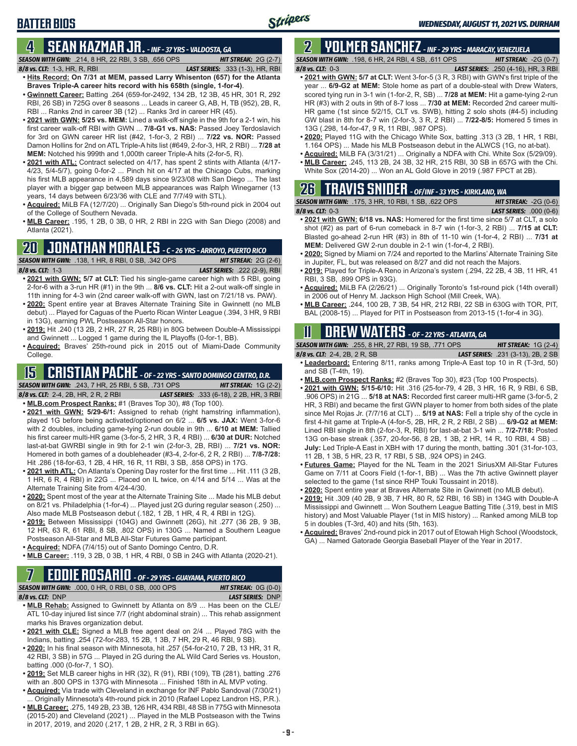# BATTER BIOS

*WEDNESDAY, AUGUST 11, 2021 VS. DURHAM*

## 4 SEAN KAZMAR JR. - INF - 37 YRS - VALDOSTA, GA

**SEASON WITH GWN:** .214, 8 HR, 22 RBI, 3 SB, .656 OPS — **HIT STREAK:** 2G (2-7)
**8/8 vs. CLT:** 1-3, HR, R, RBI — **LAST SERIES:** .333 (1-3), HR, RBI

- **Hits Record: On 7/31 at MEM, passed Larry Whisenton (657) for the Atlanta Braves Triple-A career hits record with his 658th (single, 1-for-4)**.
- **Gwinnett Career:** Batting .264 (659-for-2492, 134 2B, 12 3B, 45 HR, 301 R, 292 RBI, 26 SB) in 725G over 8 seasons ... Leads in career G, AB, H, TB (952), 2B, R, RBI ... Ranks 2nd in career 3B (12) ... Ranks 3rd in career HR (45).
- **2021 with GWN: 5/25 vs. MEM:** Lined a walk-off single in the 9th for a 2-1 win, his first career walk-off RBI with GWN ... **7/8-G1 vs. NAS:** Passed Joey Terdoslavich for 3rd on GWN career HR list (#42, 1-for-3, 2 RBI) ... **7/22 vs. NOR:** Passed Damon Hollins for 2nd on ATL Triple-A hits list (#649, 2-for-3, HR, 2 RBI) ... **7/28 at MEM:** Notched his 999th and 1,000th career Triple-A hits (2-for-5, R).
- **2021 with ATL:** Contract selected on 4/17, has spent 2 stints with Atlanta (4/17-4/23, 5/4-5/7), going 0-for-2 ... Pinch hit on 4/17 at the Chicago Cubs, marking his first MLB appearance in 4,589 days since 9/23/08 with San Diego ... The last player with a bigger gap between MLB appearances was Ralph Winegarner (13 years, 14 days between 6/23/36 with CLE and 7/7/49 with STL).
- **Acquired:** MiLB FA (12/7/20) ... Originally San Diego's 5th-round pick in 2004 out of the College of Southern Nevada.
- **MLB Career:** .195, 1 2B, 0 3B, 0 HR, 2 RBI in 22G with San Diego (2008) and Atlanta (2021).

## 20 JONATHAN MORALES - C - 26 YRS - ARROYO, PUERTO RICO

**SEASON WITH GWN:** .138, 1 HR, 8 RBI, 0 SB, .342 OPS — **HIT STREAK:** 2G (2-6)
**8/8 vs. CLT:** 1-3 — **LAST SERIES:** .222 (2-9), RBI

- **2021 with GWN: 5/7 at CLT:** Tied his single-game career high with 5 RBI, going 2-for-6 with a 3-run HR (#1) in the 9th ... **8/6 vs. CLT:** Hit a 2-out walk-off single in 11th inning for 4-3 win (2nd career walk-off with GWN, last on 7/21/18 vs. PAW).
- **2020:** Spent entire year at Braves Alternate Training Site in Gwinnett (no MLB debut) ... Played for Caguas of the Puerto Rican Winter League (.394, 3 HR, 9 RBI in 13G), earning PWL Postseason All-Star honors.
- **2019:** Hit .240 (13 2B, 2 HR, 27 R, 25 RBI) in 80G between Double-A Mississippi and Gwinnett ... Logged 1 game during the IL Playoffs (0-for-1, BB).
- **Acquired:** Braves' 25th-round pick in 2015 out of Miami-Dade Community College.

## 15 CRISTIAN PACHE - OF - 22 YRS - SANTO DOMINGO CENTRO, D.R.

**SEASON WITH GWN:** .243, 7 HR, 25 RBI, 5 SB, .731 OPS — **HIT STREAK:** 1G (2-2)
**8/8 vs. CLT:** 2-4, 2B, 7 R, 2 RBI — **LAST SERIES:** .333 (6-18), 2 2B, HR, 3 RBI

- **MLB.com Prospect Ranks:** #1 (Braves Top 30), #8 (Top 100).
- **2021 with GWN: 5/29-6/1:** Assigned to rehab (right hamstring inflammation), played 1G before being activated/optioned on 6/2 ... **6/5 vs. JAX:** Went 3-for-6 with 2 doubles, including game-tying 2-run double in 9th ... **6/10 at MEM:** Tallied his first career multi-HR game (3-for-5, 2 HR, 3 R, 4 RBI) ... **6/30 at DUR:** Notched last-at-bat GWRBI single in 9th for 2-1 win (2-for-3, 2B, RBI) ... **7/21 vs. NOR:** Homered in both games of a doubleheader (#3-4, 2-for-6, 2 R, 2 RBI) ... **7/8-7/28:** Hit .286 (18-for-63, 1 2B, 4 HR, 16 R, 11 RBI, 3 SB, .858 OPS) in 17G.
- **2021 with ATL:** On Atlanta's Opening Day roster for the first time ... Hit .111 (3 2B, 1 HR, 6 R, 4 RBI) in 22G ... Placed on IL twice, on 4/14 and 5/14 ... Was at the Alternate Training Site from 4/24-4/30.
- **2020:** Spent most of the year at the Alternate Training Site ... Made his MLB debut on 8/21 vs. Philadelphia (1-for-4) ... Played just 2G during regular season (.250) ... Also made MLB Postseason debut (.182, 1 2B, 1 HR, 4 R, 4 RBI in 12G).
- **2019:** Between Mississippi (104G) and Gwinnett (26G), hit .277 (36 2B, 9 3B, 12 HR, 63 R, 61 RBI, 8 SB, .802 OPS) in 130G ... Named a Southern League Postseason All-Star and MLB All-Star Futures Game participant.
- **Acquired:** NDFA (7/4/15) out of Santo Domingo Centro, D.R.
- **MLB Career:** .119, 3 2B, 0 3B, 1 HR, 4 RBI, 0 SB in 24G with Atlanta (2020-21).

## 7 EDDIE ROSARIO - OF - 29 YRS - GUAYAMA, PUERTO RICO

**SEASON WITH GWN:** .000, 0 HR, 0 RBI, 0 SB, .000 OPS — **HIT STREAK:** 0G (0-0)
**8/8 vs. CLT:** DNP — **LAST SERIES:** DNP

- **MLB Rehab:** Assigned to Gwinnett by Atlanta on 8/9 ... Has been on the CLE/ATL 10-day injured list since 7/7 (right abdominal strain) ... This rehab assignment marks his Braves organization debut.
- **2021 with CLE:** Signed a MLB free agent deal on 2/4 ... Played 78G with the Indians, batting .254 (72-for-283, 15 2B, 1 3B, 7 HR, 29 R, 46 RBI, 9 SB).
- **2020:** In his final season with Minnesota, hit .257 (54-for-210, 7 2B, 13 HR, 31 R, 42 RBI, 3 SB) in 57G ... Played in 2G during the AL Wild Card Series vs. Houston, batting .000 (0-for-7, 1 SO).
- **2019:** Set MLB career highs in HR (32), R (91), RBI (109), TB (281), batting .276 with an .800 OPS in 137G with Minnesota ... Finished 18th in AL MVP voting.
- **Acquired:** Via trade with Cleveland in exchange for INF Pablo Sandoval (7/30/21) ... Originally Minnesota's 4th-round pick in 2010 (Rafael Lopez Landron HS, P.R.).
- **MLB Career:** .275, 149 2B, 23 3B, 126 HR, 434 RBI, 48 SB in 775G with Minnesota (2015-20) and Cleveland (2021) ... Played in the MLB Postseason with the Twins in 2017, 2019, and 2020 (.217, 1 2B, 2 HR, 2 R, 3 RBI in 6G).

## 2 YOLMER SANCHEZ - INF - 29 YRS - MARACAY, VENEZUELA

**SEASON WITH GWN:** .198, 6 HR, 24 RBI, 4 SB, .611 OPS — **HIT STREAK:** -2G (0-7)
**8/8 vs. CLT:** 0-3 — **LAST SERIES:** .250 (4-16), HR, 3 RBI

- **2021 with GWN: 5/7 at CLT:** Went 3-for-5 (3 R, 3 RBI) with GWN's first triple of the year ... **6/9-G2 at MEM:** Stole home as part of a double-steal with Drew Waters, scored tying run in 3-1 win (1-for-2, R, SB) ... **7/28 at MEM:** Hit a game-tying 2-run HR (#3) with 2 outs in 9th of 8-7 loss ... **7/30 at MEM:** Recorded 2nd career multi-HR game (1st since 5/2/15, CLT vs. SWB), hitting 2 solo shots (#4-5) including GW blast in 8th for 8-7 win (2-for-3, 3 R, 2 RBI) ... **7/22-8/5:** Homered 5 times in 13G (.298, 14-for-47, 9 R, 11 RBI, .987 OPS).
- **2020:** Played 11G with the Chicago White Sox, batting .313 (3 2B, 1 HR, 1 RBI, 1.164 OPS) ... Made his MLB Postseason debut in the ALWCS (1G, no at-bat).
- **Acquired:** MiLB FA (3/31/21) ... Originally a NDFA with Chi. White Sox (5/29/09).
- **MLB Career:** .245, 113 2B, 24 3B, 32 HR, 215 RBI, 30 SB in 657G with the Chi. White Sox (2014-20) ... Won an AL Gold Glove in 2019 (.987 FPCT at 2B).

## 26 TRAVIS SNIDER - OF/INF - 33 YRS - KIRKLAND, WA

**SEASON WITH GWN:** .175, 3 HR, 10 RBI, 1 SB, .622 OPS — **HIT STREAK:** -2G (0-6)
**8/8 vs. CLT:** 0-3 — **LAST SERIES:** .000 (0-6)

- **2021 with GWN: 6/18 vs. NAS:** Homered for the first time since 5/7 at CLT, a solo shot (#2) as part of 6-run comeback in 8-7 win (1-for-3, 2 RBI) ... **7/15 at CLT:** Blasted go-ahead 2-run HR (#3) in 8th of 11-10 win (1-for-4, 2 RBI) ... **7/31 at MEM:** Delivered GW 2-run double in 2-1 win (1-for-4, 2 RBI).
- **2020:** Signed by Miami on 7/24 and reported to the Marlins' Alternate Training Site in Jupiter, FL, but was released on 8/27 and did not reach the Majors.
- **2019:** Played for Triple-A Reno in Arizona's system (.294, 22 2B, 4 3B, 11 HR, 41 RBI, 3 SB, .899 OPS in 93G).
- **Acquired:** MiLB FA (2/26/21) ... Originally Toronto's 1st-round pick (14th overall) in 2006 out of Henry M. Jackson High School (Mill Creek, WA).
- **MLB Career:** .244, 100 2B, 7 3B, 54 HR, 212 RBI, 22 SB in 630G with TOR, PIT, BAL (2008-15) ... Played for PIT in Postseason from 2013-15 (1-for-4 in 3G).

## 11 DREW WATERS - OF - 22 YRS - ATLANTA, GA

**SEASON WITH GWN:** .255, 8 HR, 27 RBI, 19 SB, .771 OPS — **HIT STREAK:** 1G (2-4)
**8/8 vs. CLT:** 2-4, 2B, 2 R, SB — **LAST SERIES:** .231 (3-13), 2B, 2 SB

- **Leaderboard:** Entering 8/11, ranks among Triple-A East top 10 in R (T-3rd, 50) and SB (T-4th, 19).
- **MLB.com Prospect Ranks:** #2 (Braves Top 30), #23 (Top 100 Prospects).
- **2021 with GWN: 5/15-6/10:** Hit .316 (25-for-79, 4 2B, 3 HR, 16 R, 9 RBI, 6 SB, .906 OPS) in 21G ... **5/18 at NAS:** Recorded first career multi-HR game (3-for-5, 2 HR, 3 RBI) and became the first GWN player to homer from both sides of the plate since Mel Rojas Jr. (7/7/16 at CLT) ... **5/19 at NAS:** Fell a triple shy of the cycle in first 4-hit game at Triple-A (4-for-5, 2B, HR, 2 R, 2 RBI, 2 SB) ... **6/9-G2 at MEM:** Lined RBI single in 8th (2-for-3, R, RBI) for last-at-bat 3-1 win ... **7/2-7/18:** Posted 13G on-base streak (.357, 20-for-56, 8 2B, 1 3B, 2 HR, 14 R, 10 RBI, 4 SB) ... **July:** Led Triple-A East in XBH with 17 during the month, batting .301 (31-for-103, 11 2B, 1 3B, 5 HR, 23 R, 17 RBI, 5 SB, .924 OPS) in 24G.
- **Futures Game:** Played for the NL Team in the 2021 SiriusXM All-Star Futures Game on 7/11 at Coors Field (1-for-1, BB) ... Was the 7th active Gwinnett player selected to the game (1st since RHP Touki Toussaint in 2018).
- **2020:** Spent entire year at Braves Alternate Training Site in Gwinnett (no MLB debut).
- **2019:** Hit .309 (40 2B, 9 3B, 7 HR, 80 R, 52 RBI, 16 SB) in 134G with Double-A Mississippi and Gwinnett ... Won Southern League Batting Title (.319, best in MIS history) and Most Valuable Player (1st in MIS history) ... Ranked among MiLB top 5 in doubles (T-3rd, 40) and hits (5th, 163).
- **Acquired:** Braves' 2nd-round pick in 2017 out of Etowah High School (Woodstock, GA) ... Named Gatorade Georgia Baseball Player of the Year in 2017.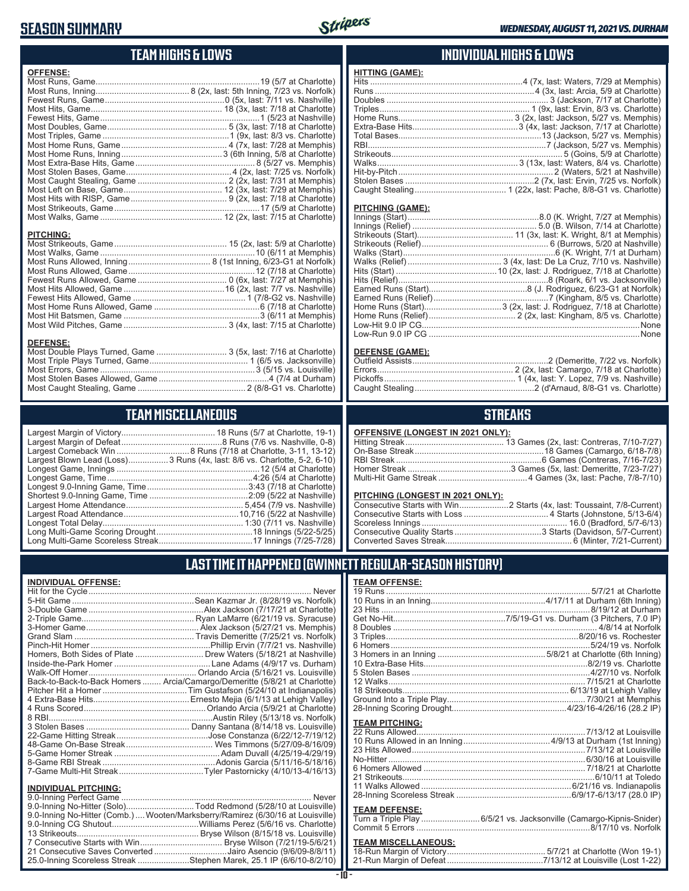# SEASON SUMMARY

*WEDNESDAY, AUGUST 11, 2021 VS. DURHAM*

## TEAM HIGHS & LOWS

**OFFENSE:**

| | |
|---|---|
| Most Runs, Game | 19 (5/7 at Charlotte) |
| Most Runs, Inning | 8 (2x, last: 5th Inning, 7/23 vs. Norfolk) |
| Fewest Runs, Game | 0 (5x, last: 7/11 vs. Nashville) |
| Most Hits, Game | 18 (3x, last: 7/18 at Charlotte) |
| Fewest Hits, Game | 1 (5/23 at Nashville) |
| Most Doubles, Game | 5 (3x, last: 7/18 at Charlotte) |
| Most Triples, Game | 1 (9x, last: 8/3 vs. Charlotte) |
| Most Home Runs, Game | 4 (7x, last: 7/28 at Memphis) |
| Most Home Runs, Inning | 3 (6th Inning, 5/8 at Charlotte) |
| Most Extra-Base Hits, Game | 8 (5/27 vs. Memphis) |
| Most Stolen Bases, Game | 4 (2x, last: 7/25 vs. Norfolk) |
| Most Caught Stealing, Game | 2 (2x, last: 7/31 at Memphis) |
| Most Left on Base, Game | 12 (3x, last: 7/29 at Memphis) |
| Most Hits with RISP, Game | 9 (2x, last: 7/18 at Charlotte) |
| Most Strikeouts, Game | 17 (5/9 at Charlotte) |
| Most Walks, Game | 12 (2x, last: 7/15 at Charlotte) |

**PITCHING:**

| | |
|---|---|
| Most Strikeouts, Game | 15 (2x, last: 5/9 at Charlotte) |
| Most Walks, Game | 10 (6/11 at Memphis) |
| Most Runs Allowed, Inning | 8 (1st Inning, 6/23-G1 at Norfolk) |
| Most Runs Allowed, Game | 12 (7/18 at Charlotte) |
| Fewest Runs Allowed, Game | 0 (6x, last: 7/27 at Memphis) |
| Most Hits Allowed, Game | 16 (2x, last: 7/15 vs. Nashville) |
| Fewest Hits Allowed, Game | 1 (7/8-G2 vs. Nashville) |
| Most Home Runs Allowed, Game | 6 (7/18 at Charlotte) |
| Most Hit Batsmen, Game | 3 (6/11 at Memphis) |
| Most Wild Pitches, Game | 3 (4x, last: 7/15 at Charlotte) |

**DEFENSE:**

| | |
|---|---|
| Most Double Plays Turned, Game | 3 (5x, last: 7/16 at Charlotte) |
| Most Triple Plays Turned, Game | 1 (6/5 vs. Jacksonville) |
| Most Errors, Game | 3 (5/15 vs. Louisville) |
| Most Stolen Bases Allowed, Game | 4 (7/4 at Durham) |
| Most Caught Stealing, Game | 2 (8/8-G1 vs. Charlotte) |

## INDIVIDUAL HIGHS & LOWS

**HITTING (GAME):**

| | |
|---|---|
| Hits | 4 (7x, last: Waters, 7/29 at Memphis) |
| Runs | 4 (3x, last: Arcia, 5/9 at Charlotte) |
| Doubles | 3 (Jackson, 7/17 at Charlotte) |
| Triples | 1 (9x, last: Ervin, 8/3 vs. Charlotte) |
| Home Runs | 3 (2x, last: Jackson, 5/27 vs. Memphis) |
| Extra-Base Hits | 3 (4x, last: Jackson, 7/17 at Charlotte) |
| Total Bases | 13 (Jackson, 5/27 vs. Memphis) |
| RBI | 7 (Jackson, 5/27 vs. Memphis) |
| Strikeouts | 5 (Goins, 5/9 at Charlotte) |
| Walks | 3 (13x, last: Waters, 8/4 vs. Charlotte) |
| Hit-by-Pitch | 2 (Waters, 5/21 at Nashville) |
| Stolen Bases | 2 (7x, last: Ervin, 7/25 vs. Norfolk) |
| Caught Stealing | 1 (22x, last: Pache, 8/8-G1 vs. Charlotte) |

**PITCHING (GAME):**

| | |
|---|---|
| Innings (Start) | 8.0 (K. Wright, 7/27 at Memphis) |
| Innings (Relief) | 5.0 (B. Wilson, 7/14 at Charlotte) |
| Strikeouts (Start) | 11 (3x, last: K. Wright, 8/1 at Memphis) |
| Strikeouts (Relief) | 6 (Burrows, 5/20 at Nashville) |
| Walks (Start) | 6 (K. Wright, 7/1 at Durham) |
| Walks (Relief) | 3 (4x, last: De La Cruz, 7/10 vs. Nashville) |
| Hits (Start) | 10 (2x, last: J. Rodriguez, 7/18 at Charlotte) |
| Hits (Relief) | 8 (Roark, 6/1 vs. Jacksonville) |
| Earned Runs (Start) | 8 (J. Rodriguez, 6/23-G1 at Norfolk) |
| Earned Runs (Relief) | 7 (Kingham, 8/5 vs. Charlotte) |
| Home Runs (Start) | 3 (2x, last: J. Rodriguez, 7/18 at Charlotte) |
| Home Runs (Relief) | 2 (2x, last: Kingham, 8/5 vs. Charlotte) |
| Low-Hit 9.0 IP CG | None |
| Low-Run 9.0 IP CG | None |

**DEFENSE (GAME):**

| | |
|---|---|
| Outfield Assists | 2 (Demeritte, 7/22 vs. Norfolk) |
| Errors | 2 (2x, last: Camargo, 7/18 at Charlotte) |
| Pickoffs | 1 (4x, last: Y. Lopez, 7/9 vs. Nashville) |
| Caught Stealing | 2 (d'Arnaud, 8/8-G1 vs. Charlotte) |

## TEAM MISCELLANEOUS

| | |
|---|---|
| Largest Margin of Victory | 18 Runs (5/7 at Charlotte, 19-1) |
| Largest Margin of Defeat | 8 Runs (7/6 vs. Nashville, 0-8) |
| Largest Comeback Win | 8 Runs (7/18 at Charlotte, 3-11, 13-12) |
| Largest Blown Lead (Loss) | 3 Runs (4x, last: 8/6 vs. Charlotte, 5-2, 6-10) |
| Longest Game, Innings | 12 (5/4 at Charlotte) |
| Longest Game, Time | 4:26 (5/4 at Charlotte) |
| Longest 9.0-Inning Game, Time | 3:43 (7/18 at Charlotte) |
| Shortest 9.0-Inning Game, Time | 2:09 (5/22 at Nashville) |
| Largest Home Attendance | 5,454 (7/9 vs. Nashville) |
| Largest Road Attendance | 10,716 (5/22 at Nashville) |
| Longest Total Delay | 1:30 (7/11 vs. Nashville) |
| Long Multi-Game Scoring Drought | 18 Innings (5/22-5/25) |
| Long Multi-Game Scoreless Streak | 17 Innings (7/25-7/28) |

## STREAKS

**OFFENSIVE (LONGEST IN 2021 ONLY):**

| | |
|---|---|
| Hitting Streak | 13 Games (2x, last: Contreras, 7/10-7/27) |
| On-Base Streak | 18 Games (Camargo, 6/18-7/8) |
| RBI Streak | 6 Games (Contreras, 7/16-7/23) |
| Homer Streak | 3 Games (5x, last: Demeritte, 7/23-7/27) |
| Multi-Hit Game Streak | 4 Games (3x, last: Pache, 7/8-7/10) |

**PITCHING (LONGEST IN 2021 ONLY):**

| | |
|---|---|
| Consecutive Starts with Win | 2 Starts (4x, last: Toussaint, 7/8-Current) |
| Consecutive Starts with Loss | 4 Starts (Johnstone, 5/13-6/4) |
| Scoreless Innings | 16.0 (Bradford, 5/7-6/13) |
| Consecutive Quality Starts | 3 Starts (Davidson, 5/7-Current) |
| Converted Saves Streak | 6 (Minter, 7/21-Current) |

## LAST TIME IT HAPPENED (GWINNETT REGULAR-SEASON HISTORY)

**INDIVIDUAL OFFENSE:**

| | |
|---|---|
| Hit for the Cycle | Never |
| 5-Hit Game | Sean Kazmar Jr. (8/28/19 vs. Norfolk) |
| 3-Double Game | Alex Jackson (7/17/21 at Charlotte) |
| 2-Triple Game | Ryan LaMarre (6/21/19 vs. Syracuse) |
| 3-Homer Game | Alex Jackson (5/27/21 vs. Memphis) |
| Grand Slam | Travis Demeritte (7/25/21 vs. Norfolk) |
| Pinch-Hit Homer | Phillip Ervin (7/7/21 vs. Nashville) |
| Homers, Both Sides of Plate | Drew Waters (5/18/21 at Nashville) |
| Inside-the-Park Homer | Lane Adams (4/9/17 vs. Durham) |
| Walk-Off Homer | Orlando Arcia (5/16/21 vs. Louisville) |
| Back-to-Back-to-Back Homers | Arcia/Camargo/Demeritte (5/8/21 at Charlotte) |
| Pitcher Hit a Homer | Tim Gustafson (5/24/10 at Indianapolis) |
| 4 Extra-Base Hits | Ernesto Mejia (6/1/13 at Lehigh Valley) |
| 4 Runs Scored | Orlando Arcia (5/9/21 at Charlotte) |
| 8 RBI | Austin Riley (5/13/18 vs. Norfolk) |
| 3 Stolen Bases | Danny Santana (8/14/18 vs. Louisville) |
| 22-Game Hitting Streak | Jose Constanza (6/22/12-7/19/12) |
| 48-Game On-Base Streak | Wes Timmons (5/27/09-8/16/09) |
| 5-Game Homer Streak | Adam Duvall (4/25/19-4/29/19) |
| 8-Game RBI Streak | Adonis Garcia (5/11/16-5/18/16) |
| 7-Game Multi-Hit Streak | Tyler Pastornicky (4/10/13-4/16/13) |

**INDIVIDUAL PITCHING:**

| | |
|---|---|
| 9.0-Inning Perfect Game | Never |
| 9.0-Inning No-Hitter (Solo) | Todd Redmond (5/28/10 at Louisville) |
| 9.0-Inning No-Hitter (Comb.) | Wooten/Marksberry/Ramirez (6/30/16 at Louisville) |
| 9.0-Inning CG Shutout | Williams Perez (5/6/16 vs. Charlotte) |
| 13 Strikeouts | Bryse Wilson (8/15/18 vs. Louisville) |
| 7 Consecutive Starts with Win | Bryse Wilson (7/21/19-5/6/21) |
| 21 Consecutive Saves Converted | Jairo Asencio (9/6/09-8/8/11) |
| 25.0-Inning Scoreless Streak | Stephen Marek, 25.1 IP (6/6/10-8/2/10) |

**TEAM OFFENSE:**

| | |
|---|---|
| 19 Runs | 5/7/21 at Charlotte |
| 10 Runs in an Inning | 4/17/11 at Durham (6th Inning) |
| 23 Hits | 8/19/12 at Durham |
| Get No-Hit | 7/5/19-G1 vs. Durham (3 Pitchers, 7.0 IP) |
| 8 Doubles | 4/8/14 at Norfolk |
| 3 Triples | 8/20/16 vs. Rochester |
| 6 Homers | 5/24/19 vs. Norfolk |
| 3 Homers in an Inning | 5/8/21 at Charlotte (6th Inning) |
| 10 Extra-Base Hits | 8/2/19 vs. Charlotte |
| 5 Stolen Bases | 4/27/10 vs. Norfolk |
| 12 Walks | 7/15/21 at Charlotte |
| 18 Strikeouts | 6/13/19 at Lehigh Valley |
| Ground Into a Triple Play | 7/30/21 at Memphis |
| 28-Inning Scoring Drought | 4/23/16-4/26/16 (28.2 IP) |

**TEAM PITCHING:**

| | |
|---|---|
| 22 Runs Allowed | 7/13/12 at Louisville |
| 10 Runs Allowed in an Inning | 4/9/13 at Durham (1st Inning) |
| 23 Hits Allowed | 7/13/12 at Louisville |
| No-Hitter | 6/30/16 at Louisville |
| 6 Homers Allowed | 7/18/21 at Charlotte |
| 21 Strikeouts | 6/10/11 at Toledo |
| 11 Walks Allowed | 6/21/16 vs. Indianapolis |
| 28-Inning Scoreless Streak | 6/9/17-6/13/17 (28.0 IP) |

**TEAM DEFENSE:**

| | |
|---|---|
| Turn a Triple Play | 6/5/21 vs. Jacksonville (Camargo-Kipnis-Snider) |
| Commit 5 Errors | 8/17/10 vs. Norfolk |

**TEAM MISCELLANEOUS:**

| | |
|---|---|
| 18-Run Margin of Victory | 5/7/21 at Charlotte (Won 19-1) |
| 21-Run Margin of Defeat | 7/13/12 at Louisville (Lost 1-22) |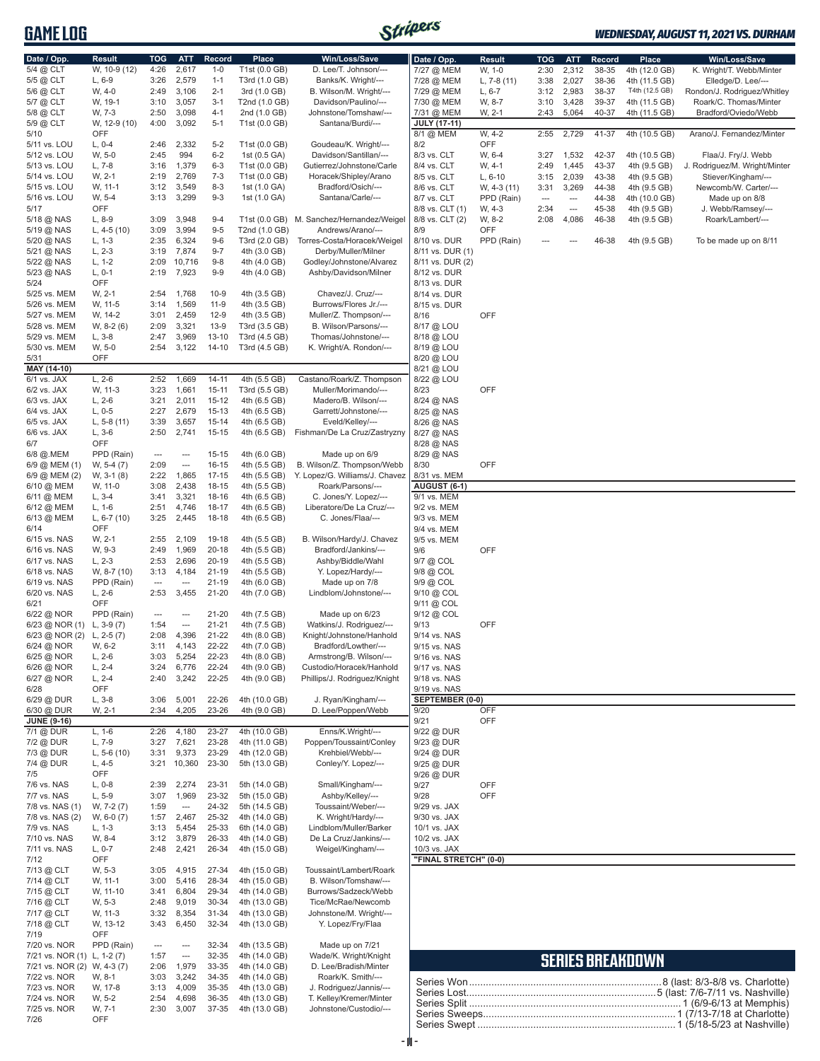# GAME LOG

**WEDNESDAY, AUGUST 11, 2021 VS. DURHAM**

| Date / Opp. | Result | TOG | ATT | Record | Place | Win/Loss/Save |
|---|---|---|---|---|---|---|
| 5/4 @ CLT | W, 10-9 (12) | 4:26 | 2,617 | 1-0 | T1st (0.0 GB) | D. Lee/T. Johnson/--- |
| 5/5 @ CLT | L, 6-9 | 3:26 | 2,579 | 1-1 | T3rd (1.0 GB) | Banks/K. Wright/--- |
| 5/6 @ CLT | W, 4-0 | 2:49 | 3,106 | 2-1 | 3rd (1.0 GB) | B. Wilson/M. Wright/--- |
| 5/7 @ CLT | W, 19-1 | 3:10 | 3,057 | 3-1 | T2nd (1.0 GB) | Davidson/Paulino/--- |
| 5/8 @ CLT | W, 7-3 | 2:50 | 3,098 | 4-1 | 2nd (1.0 GB) | Johnstone/Tomshaw/--- |
| 5/9 @ CLT | W, 12-9 (10) | 4:00 | 3,092 | 5-1 | T1st (0.0 GB) | Santana/Burdi/--- |
| 5/10 | OFF | | | | | |
| 5/11 vs. LOU | L, 0-4 | 2:46 | 2,332 | 5-2 | T1st (0.0 GB) | Goudeau/K. Wright/--- |
| 5/12 vs. LOU | W, 5-0 | 2:45 | 994 | 6-2 | 1st (0.5 GA) | Davidson/Santillan/--- |
| 5/13 vs. LOU | L, 7-8 | 3:16 | 1,379 | 6-3 | T1st (0.0 GB) | Gutierrez/Johnstone/Carle |
| 5/14 vs. LOU | W, 2-1 | 2:19 | 2,769 | 7-3 | T1st (0.0 GB) | Horacek/Shipley/Arano |
| 5/15 vs. LOU | W, 11-1 | 3:12 | 3,549 | 8-3 | 1st (1.0 GA) | Bradford/Osich/--- |
| 5/16 vs. LOU | W, 5-4 | 3:13 | 3,299 | 9-3 | 1st (1.0 GA) | Santana/Carle/--- |
| 5/17 | OFF | | | | | |
| 5/18 @ NAS | L, 8-9 | 3:09 | 3,948 | 9-4 | T1st (0.0 GB) | M. Sanchez/Hernandez/Weigel |
| 5/19 @ NAS | L, 4-5 (10) | 3:09 | 3,994 | 9-5 | T2nd (1.0 GB) | Andrews/Arano/--- |
| 5/20 @ NAS | L, 1-3 | 2:35 | 6,324 | 9-6 | T3rd (2.0 GB) | Torres-Costa/Horacek/Weigel |
| 5/21 @ NAS | L, 2-3 | 3:19 | 7,874 | 9-7 | 4th (3.0 GB) | Derby/Muller/Milner |
| 5/22 @ NAS | L, 1-2 | 2:09 | 10,716 | 9-8 | 4th (4.0 GB) | Godley/Johnstone/Alvarez |
| 5/23 @ NAS | L, 0-1 | 2:19 | 7,923 | 9-9 | 4th (4.0 GB) | Ashby/Davidson/Milner |
| 5/24 | OFF | | | | | |
| 5/25 vs. MEM | W, 2-1 | 2:54 | 1,768 | 10-9 | 4th (3.5 GB) | Chavez/J. Cruz/--- |
| 5/26 vs. MEM | W, 11-5 | 3:14 | 1,569 | 11-9 | 4th (3.5 GB) | Burrows/Flores Jr./--- |
| 5/27 vs. MEM | W, 14-2 | 3:01 | 2,459 | 12-9 | 4th (3.5 GB) | Muller/Z. Thompson/--- |
| 5/28 vs. MEM | W, 8-2 (6) | 2:09 | 3,321 | 13-9 | T3rd (3.5 GB) | B. Wilson/Parsons/--- |
| 5/29 vs. MEM | L, 3-8 | 2:47 | 3,969 | 13-10 | T3rd (4.5 GB) | Thomas/Johnstone/--- |
| 5/30 vs. MEM | W, 5-0 | 2:54 | 3,122 | 14-10 | T3rd (4.5 GB) | K. Wright/A. Rondon/--- |
| 5/31 | OFF | | | | | |
| **MAY (14-10)** | | | | | | |
| 6/1 vs. JAX | L, 2-6 | 2:52 | 1,669 | 14-11 | 4th (5.5 GB) | Castano/Roark/Z. Thompson |
| 6/2 vs. JAX | W, 11-3 | 3:23 | 1,661 | 15-11 | T3rd (5.5 GB) | Muller/Morimando/--- |
| 6/3 vs. JAX | L, 2-6 | 3:21 | 2,011 | 15-12 | 4th (6.5 GB) | Madero/B. Wilson/--- |
| 6/4 vs. JAX | L, 0-5 | 2:27 | 2,679 | 15-13 | 4th (6.5 GB) | Garrett/Johnstone/--- |
| 6/5 vs. JAX | L, 5-8 (11) | 3:39 | 3,657 | 15-14 | 4th (6.5 GB) | Eveld/Kelley/--- |
| 6/6 vs. JAX | L, 3-6 | 2:50 | 2,741 | 15-15 | 4th (6.5 GB) | Fishman/De La Cruz/Zastryzny |
| 6/7 | OFF | | | | | |
| 6/8 @ MEM | PPD (Rain) | --- | --- | 15-15 | 4th (6.0 GB) | Made up on 6/9 |
| 6/9 @ MEM (1) | W, 5-4 (7) | 2:09 | --- | 16-15 | 4th (5.5 GB) | B. Wilson/Z. Thompson/Webb |
| 6/9 @ MEM (2) | W, 3-1 (8) | 2:22 | 1,865 | 17-15 | 4th (5.5 GB) | Y. Lopez/G. Williams/J. Chavez |
| 6/10 @ MEM | W, 11-0 | 3:08 | 2,438 | 18-15 | 4th (5.5 GB) | Roark/Parsons/--- |
| 6/11 @ MEM | L, 3-4 | 3:41 | 3,321 | 18-16 | 4th (6.5 GB) | C. Jones/Y. Lopez/--- |
| 6/12 @ MEM | L, 1-6 | 2:51 | 4,746 | 18-17 | 4th (6.5 GB) | Liberatore/De La Cruz/--- |
| 6/13 @ MEM | L, 6-7 (10) | 3:25 | 2,445 | 18-18 | 4th (6.5 GB) | C. Jones/Flaa/--- |
| 6/14 | OFF | | | | | |
| 6/15 vs. NAS | W, 2-1 | 2:55 | 2,109 | 19-18 | 4th (5.5 GB) | B. Wilson/Hardy/J. Chavez |
| 6/16 vs. NAS | W, 9-3 | 2:49 | 1,969 | 20-18 | 4th (5.5 GB) | Bradford/Jankins/--- |
| 6/17 vs. NAS | L, 2-3 | 2:53 | 2,696 | 20-19 | 4th (5.5 GB) | Ashby/Biddle/Wahl |
| 6/18 vs. NAS | W, 8-7 (10) | 3:13 | 4,184 | 21-19 | 4th (5.5 GB) | Y. Lopez/Hardy/--- |
| 6/19 vs. NAS | PPD (Rain) | --- | --- | 21-19 | 4th (6.0 GB) | Made up on 7/8 |
| 6/20 vs. NAS | L, 2-6 | 2:53 | 3,455 | 21-20 | 4th (7.0 GB) | Lindblom/Johnstone/--- |
| 6/21 | OFF | | | | | |
| 6/22 @ NOR | PPD (Rain) | --- | --- | 21-20 | 4th (7.5 GB) | Made up on 6/23 |
| 6/23 @ NOR (1) | L, 3-9 (7) | 1:54 | --- | 21-21 | 4th (7.5 GB) | Watkins/J. Rodriguez/--- |
| 6/23 @ NOR (2) | L, 2-5 (7) | 2:08 | 4,396 | 21-22 | 4th (8.0 GB) | Knight/Johnstone/Hanhold |
| 6/24 @ NOR | W, 6-2 | 3:11 | 4,143 | 22-22 | 4th (7.0 GB) | Bradford/Lowther/--- |
| 6/25 @ NOR | L, 2-6 | 3:03 | 5,254 | 22-23 | 4th (8.0 GB) | Armstrong/B. Wilson/--- |
| 6/26 @ NOR | L, 2-4 | 3:24 | 6,776 | 22-24 | 4th (9.0 GB) | Custodio/Horacek/Hanhold |
| 6/27 @ NOR | L, 2-4 | 2:40 | 3,242 | 22-25 | 4th (9.0 GB) | Phillips/J. Rodriguez/Knight |
| 6/28 | OFF | | | | | |
| 6/29 @ DUR | L, 3-8 | 3:06 | 5,001 | 22-26 | 4th (10.0 GB) | J. Ryan/Kingham/--- |
| 6/30 @ DUR | W, 2-1 | 2:34 | 4,205 | 23-26 | 4th (9.0 GB) | D. Lee/Poppen/Webb |
| **JUNE (9-16)** | | | | | | |
| 7/1 @ DUR | L, 1-6 | 2:26 | 4,180 | 23-27 | 4th (10.0 GB) | Enns/K.Wright/--- |
| 7/2 @ DUR | L, 7-9 | 3:27 | 7,621 | 23-28 | 4th (11.0 GB) | Poppen/Toussaint/Conley |
| 7/3 @ DUR | L, 5-6 (10) | 3:31 | 9,373 | 23-29 | 4th (12.0 GB) | Krehbiel/Webb/--- |
| 7/4 @ DUR | L, 4-5 | 3:21 | 10,360 | 23-30 | 5th (13.0 GB) | Conley/Y. Lopez/--- |
| 7/5 | OFF | | | | | |
| 7/6 vs. NAS | L, 0-8 | 2:39 | 2,274 | 23-31 | 5th (14.0 GB) | Small/Kingham/--- |
| 7/7 vs. NAS | L, 5-9 | 3:07 | 1,969 | 23-32 | 5th (15.0 GB) | Ashby/Kelley/--- |
| 7/8 vs. NAS (1) | W, 7-2 (7) | 1:59 | --- | 24-32 | 5th (14.5 GB) | Toussaint/Weber/--- |
| 7/8 vs. NAS (2) | W, 6-0 (7) | 1:57 | 2,467 | 25-32 | 4th (14.0 GB) | K. Wright/Hardy/--- |
| 7/9 vs. NAS | L, 1-3 | 3:13 | 5,454 | 25-33 | 6th (14.0 GB) | Lindblom/Muller/Barker |
| 7/10 vs. NAS | W, 8-4 | 3:12 | 3,879 | 26-33 | 4th (14.0 GB) | De La Cruz/Jankins/--- |
| 7/11 vs. NAS | L, 0-7 | 2:48 | 2,421 | 26-34 | 4th (15.0 GB) | Weigel/Kingham/--- |
| 7/12 | OFF | | | | | |
| 7/13 @ CLT | W, 5-3 | 3:05 | 4,915 | 27-34 | 4th (15.0 GB) | Toussaint/Lambert/Roark |
| 7/14 @ CLT | W, 11-1 | 3:00 | 5,416 | 28-34 | 4th (15.0 GB) | B. Wilson/Tomshaw/--- |
| 7/15 @ CLT | W, 11-10 | 3:41 | 6,804 | 29-34 | 4th (14.0 GB) | Burrows/Sadzeck/Webb |
| 7/16 @ CLT | W, 5-3 | 2:48 | 9,019 | 30-34 | 4th (13.0 GB) | Tice/McRae/Newcomb |
| 7/17 @ CLT | W, 11-3 | 3:32 | 8,354 | 31-34 | 4th (13.0 GB) | Johnstone/M. Wright/--- |
| 7/18 @ CLT | W, 13-12 | 3:43 | 6,450 | 32-34 | 4th (13.0 GB) | Y. Lopez/Fry/Flaa |
| 7/19 | OFF | | | | | |
| 7/20 vs. NOR | PPD (Rain) | --- | --- | 32-34 | 4th (13.5 GB) | Made up on 7/21 |
| 7/21 vs. NOR (1) | L, 1-2 (7) | 1:57 | --- | 32-35 | 4th (14.0 GB) | Wade/K. Wright/Knight |
| 7/21 vs. NOR (2) | W, 4-3 (7) | 2:06 | 1,979 | 33-35 | 4th (14.0 GB) | D. Lee/Bradish/Minter |
| 7/22 vs. NOR | W, 8-1 | 3:03 | 3,242 | 34-35 | 4th (14.0 GB) | Roark/K. Smith/--- |
| 7/23 vs. NOR | W, 17-8 | 3:13 | 4,009 | 35-35 | 4th (13.0 GB) | J. Rodriguez/Jannis/--- |
| 7/24 vs. NOR | W, 5-2 | 2:54 | 4,698 | 36-35 | 4th (13.0 GB) | T. Kelley/Kremer/Minter |
| 7/25 vs. NOR | W, 7-1 | 2:30 | 3,007 | 37-35 | 4th (13.0 GB) | Johnstone/Custodio/--- |
| 7/26 | OFF | | | | | |
| 7/27 @ MEM | W, 1-0 | 2:30 | 2,312 | 38-35 | 4th (12.0 GB) | K. Wright/T. Webb/Minter |
| 7/28 @ MEM | L, 7-8 (11) | 3:38 | 2,027 | 38-36 | 4th (11.5 GB) | Elledge/D. Lee/--- |
| 7/29 @ MEM | L, 6-7 | 3:12 | 2,983 | 38-37 | T4th (12.5 GB) | Rondon/J. Rodriguez/Whitley |
| 7/30 @ MEM | W, 8-7 | 3:10 | 3,428 | 39-37 | 4th (11.5 GB) | Roark/C. Thomas/Minter |
| 7/31 @ MEM | W, 2-1 | 2:43 | 5,064 | 40-37 | 4th (11.5 GB) | Bradford/Oviedo/Webb |
| **JULY (17-11)** | | | | | | |
| 8/1 @ MEM | W, 4-2 | 2:55 | 2,729 | 41-37 | 4th (10.5 GB) | Arano/J. Fernandez/Minter |
| 8/2 | OFF | | | | | |
| 8/3 vs. CLT | W, 6-4 | 3:27 | 1,532 | 42-37 | 4th (10.5 GB) | Flaa/J. Fry/J. Webb |
| 8/4 vs. CLT | W, 4-1 | 2:49 | 1,445 | 43-37 | 4th (9.5 GB) | J. Rodriguez/M. Wright/Minter |
| 8/5 vs. CLT | L, 6-10 | 3:15 | 2,039 | 43-38 | 4th (9.5 GB) | Stiever/Kingham/--- |
| 8/6 vs. CLT | W, 4-3 (11) | 3:31 | 3,269 | 44-38 | 4th (9.5 GB) | Newcomb/W. Carter/--- |
| 8/7 vs. CLT | PPD (Rain) | --- | --- | 44-38 | 4th (10.0 GB) | Made up on 8/8 |
| 8/8 vs. CLT (1) | W, 4-3 | 2:34 | --- | 45-38 | 4th (9.5 GB) | J. Webb/Ramsey/--- |
| 8/8 vs. CLT (2) | W, 8-2 | 2:08 | 4,086 | 46-38 | 4th (9.5 GB) | Roark/Lambert/--- |
| 8/9 | OFF | | | | | |
| 8/10 vs. DUR | PPD (Rain) | --- | --- | 46-38 | 4th (9.5 GB) | To be made up on 8/11 |
| 8/11 vs. DUR (1) | | | | | | |
| 8/11 vs. DUR (2) | | | | | | |
| 8/12 vs. DUR | | | | | | |
| 8/13 vs. DUR | | | | | | |
| 8/14 vs. DUR | | | | | | |
| 8/15 vs. DUR | | | | | | |
| 8/16 | OFF | | | | | |
| 8/17 @ LOU | | | | | | |
| 8/18 @ LOU | | | | | | |
| 8/19 @ LOU | | | | | | |
| 8/20 @ LOU | | | | | | |
| 8/21 @ LOU | | | | | | |
| 8/22 @ LOU | | | | | | |
| 8/23 | OFF | | | | | |
| 8/24 @ NAS | | | | | | |
| 8/25 @ NAS | | | | | | |
| 8/26 @ NAS | | | | | | |
| 8/27 @ NAS | | | | | | |
| 8/28 @ NAS | | | | | | |
| 8/29 @ NAS | | | | | | |
| 8/30 | OFF | | | | | |
| 8/31 vs. MEM | | | | | | |
| **AUGUST (6-1)** | | | | | | |
| 9/1 vs. MEM | | | | | | |
| 9/2 vs. MEM | | | | | | |
| 9/3 vs. MEM | | | | | | |
| 9/4 vs. MEM | | | | | | |
| 9/5 vs. MEM | | | | | | |
| 9/6 | OFF | | | | | |
| 9/7 @ COL | | | | | | |
| 9/8 @ COL | | | | | | |
| 9/9 @ COL | | | | | | |
| 9/10 @ COL | | | | | | |
| 9/11 @ COL | | | | | | |
| 9/12 @ COL | | | | | | |
| 9/13 | OFF | | | | | |
| 9/14 vs. NAS | | | | | | |
| 9/15 vs. NAS | | | | | | |
| 9/16 vs. NAS | | | | | | |
| 9/17 vs. NAS | | | | | | |
| 9/18 vs. NAS | | | | | | |
| 9/19 vs. NAS | | | | | | |
| **SEPTEMBER (0-0)** | | | | | | |
| 9/20 | OFF | | | | | |
| 9/21 | OFF | | | | | |
| 9/22 @ DUR | | | | | | |
| 9/23 @ DUR | | | | | | |
| 9/24 @ DUR | | | | | | |
| 9/25 @ DUR | | | | | | |
| 9/26 @ DUR | | | | | | |
| 9/27 | OFF | | | | | |
| 9/28 | OFF | | | | | |
| 9/29 vs. JAX | | | | | | |
| 9/30 vs. JAX | | | | | | |
| 10/1 vs. JAX | | | | | | |
| 10/2 vs. JAX | | | | | | |
| 10/3 vs. JAX | | | | | | |
| **"FINAL STRETCH" (0-0)** | | | | | | |

## SERIES BREAKDOWN

- Series Won ........ 8 (last: 8/3-8/8 vs. Charlotte)
- Series Lost ........ 5 (last: 7/6-7/11 vs. Nashville)
- Series Split ........ 1 (6/9-6/13 at Memphis)
- Series Sweeps ........ 1 (7/13-7/18 at Charlotte)
- Series Swept ........ 1 (5/18-5/23 at Nashville)